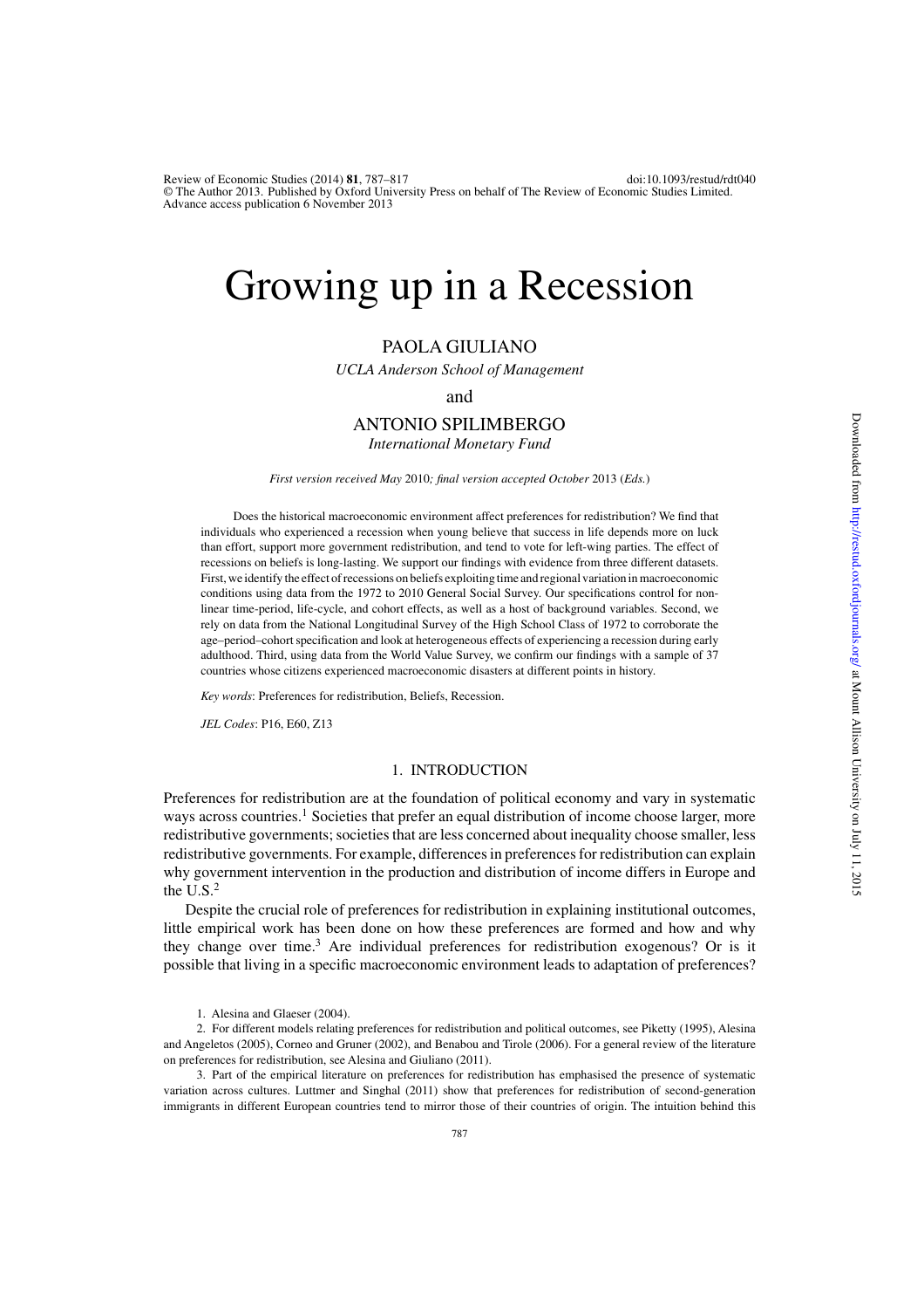# Growing up in a Recession

PAOLA GIULIANO

*UCLA Anderson School of Management*

and

ANTONIO SPILIMBERGO

*International Monetary Fund*

*First version received May* 2010*; final version accepted October* 2013 (*Eds.*)

Does the historical macroeconomic environment affect preferences for redistribution? We find that individuals who experienced a recession when young believe that success in life depends more on luck than effort, support more government redistribution, and tend to vote for left-wing parties. The effect of recessions on beliefs is long-lasting. We support our findings with evidence from three different datasets. First, we identify the effect of recessions on beliefs exploiting time and regional variation in macroeconomic conditions using data from the 1972 to 2010 General Social Survey. Our specifications control for non-linear time-period, life-cycle, and cohort effects, as well as a host of background variables. Second, we rely on data from the National Longitudinal Survey of the High School Class of 1972 to corroborate the age–period–cohort specification and look at heterogeneous effects of experiencing a recession during early adulthood. Third, using data from the World Value Survey, we confirm our findings with a sample of 37 countries whose citizens experienced macroeconomic disasters at different points in history.

*Key words*: Preferences for redistribution, Beliefs, Recession.

*JEL Codes*: P16, E60, Z13

## 1. INTRODUCTION

Preferences for redistribution are at the foundation of political economy and vary in systematic ways across countries.[1] Societies that prefer an equal distribution of income choose larger, more redistributive governments; societies that are less concerned about inequality choose smaller, less redistributive governments. For example, differences in preferences for redistribution can explain why government intervention in the production and distribution of income differs in Europe and the U.S.[2]

Despite the crucial role of preferences for redistribution in explaining institutional outcomes, little empirical work has been done on how these preferences are formed and how and why they change over time.[3] Are individual preferences for redistribution exogenous? Or is it possible that living in a specific macroeconomic environment leads to adaptation of preferences?

1. Alesina and Glaeser (2004).

2. For different models relating preferences for redistribution and political outcomes, see Piketty (1995), Alesina and Angeletos (2005), Corneo and Gruner (2002), and Benabou and Tirole (2006). For a general review of the literature on preferences for redistribution, see Alesina and Giuliano (2011).

3. Part of the empirical literature on preferences for redistribution has emphasised the presence of systematic variation across cultures. Luttmer and Singhal (2011) show that preferences for redistribution of second-generation immigrants in different European countries tend to mirror those of their countries of origin. The intuition behind this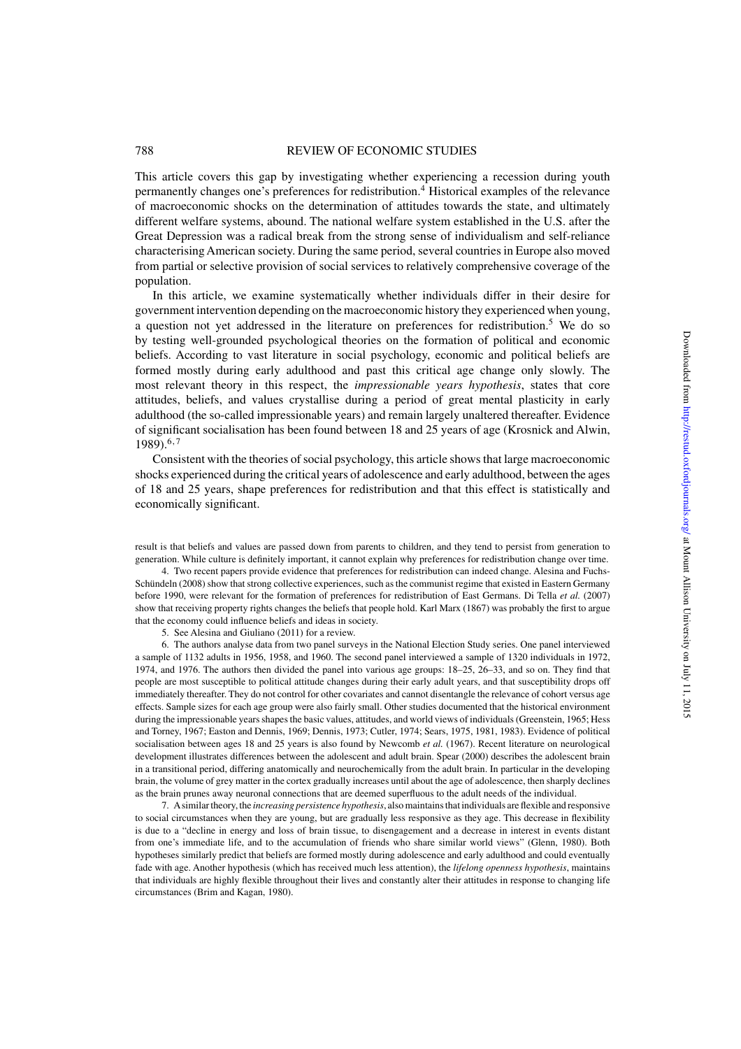This article covers this gap by investigating whether experiencing a recession during youth permanently changes one's preferences for redistribution.[4] Historical examples of the relevance of macroeconomic shocks on the determination of attitudes towards the state, and ultimately different welfare systems, abound. The national welfare system established in the U.S. after the Great Depression was a radical break from the strong sense of individualism and self-reliance characterising American society. During the same period, several countries in Europe also moved from partial or selective provision of social services to relatively comprehensive coverage of the population.

In this article, we examine systematically whether individuals differ in their desire for government intervention depending on the macroeconomic history they experienced when young, a question not yet addressed in the literature on preferences for redistribution.[5] We do so by testing well-grounded psychological theories on the formation of political and economic beliefs. According to vast literature in social psychology, economic and political beliefs are formed mostly during early adulthood and past this critical age change only slowly. The most relevant theory in this respect, the *impressionable years hypothesis*, states that core attitudes, beliefs, and values crystallise during a period of great mental plasticity in early adulthood (the so-called impressionable years) and remain largely unaltered thereafter. Evidence of significant socialisation has been found between 18 and 25 years of age (Krosnick and Alwin, 1989).[6,7]

Consistent with the theories of social psychology, this article shows that large macroeconomic shocks experienced during the critical years of adolescence and early adulthood, between the ages of 18 and 25 years, shape preferences for redistribution and that this effect is statistically and economically significant.

result is that beliefs and values are passed down from parents to children, and they tend to persist from generation to generation. While culture is definitely important, it cannot explain why preferences for redistribution change over time.

4. Two recent papers provide evidence that preferences for redistribution can indeed change. Alesina and Fuchs-Schündeln (2008) show that strong collective experiences, such as the communist regime that existed in Eastern Germany before 1990, were relevant for the formation of preferences for redistribution of East Germans. Di Tella *et al.* (2007) show that receiving property rights changes the beliefs that people hold. Karl Marx (1867) was probably the first to argue that the economy could influence beliefs and ideas in society.

5. See Alesina and Giuliano (2011) for a review.

6. The authors analyse data from two panel surveys in the National Election Study series. One panel interviewed a sample of 1132 adults in 1956, 1958, and 1960. The second panel interviewed a sample of 1320 individuals in 1972, 1974, and 1976. The authors then divided the panel into various age groups: 18–25, 26–33, and so on. They find that people are most susceptible to political attitude changes during their early adult years, and that susceptibility drops off immediately thereafter. They do not control for other covariates and cannot disentangle the relevance of cohort versus age effects. Sample sizes for each age group were also fairly small. Other studies documented that the historical environment during the impressionable years shapes the basic values, attitudes, and world views of individuals (Greenstein, 1965; Hess and Torney, 1967; Easton and Dennis, 1969; Dennis, 1973; Cutler, 1974; Sears, 1975, 1981, 1983). Evidence of political socialisation between ages 18 and 25 years is also found by Newcomb *et al.* (1967). Recent literature on neurological development illustrates differences between the adolescent and adult brain. Spear (2000) describes the adolescent brain in a transitional period, differing anatomically and neurochemically from the adult brain. In particular in the developing brain, the volume of grey matter in the cortex gradually increases until about the age of adolescence, then sharply declines as the brain prunes away neuronal connections that are deemed superfluous to the adult needs of the individual.

7. A similar theory, the *increasing persistence hypothesis*, also maintains that individuals are flexible and responsive to social circumstances when they are young, but are gradually less responsive as they age. This decrease in flexibility is due to a "decline in energy and loss of brain tissue, to disengagement and a decrease in interest in events distant from one's immediate life, and to the accumulation of friends who share similar world views" (Glenn, 1980). Both hypotheses similarly predict that beliefs are formed mostly during adolescence and early adulthood and could eventually fade with age. Another hypothesis (which has received much less attention), the *lifelong openness hypothesis*, maintains that individuals are highly flexible throughout their lives and constantly alter their attitudes in response to changing life circumstances (Brim and Kagan, 1980).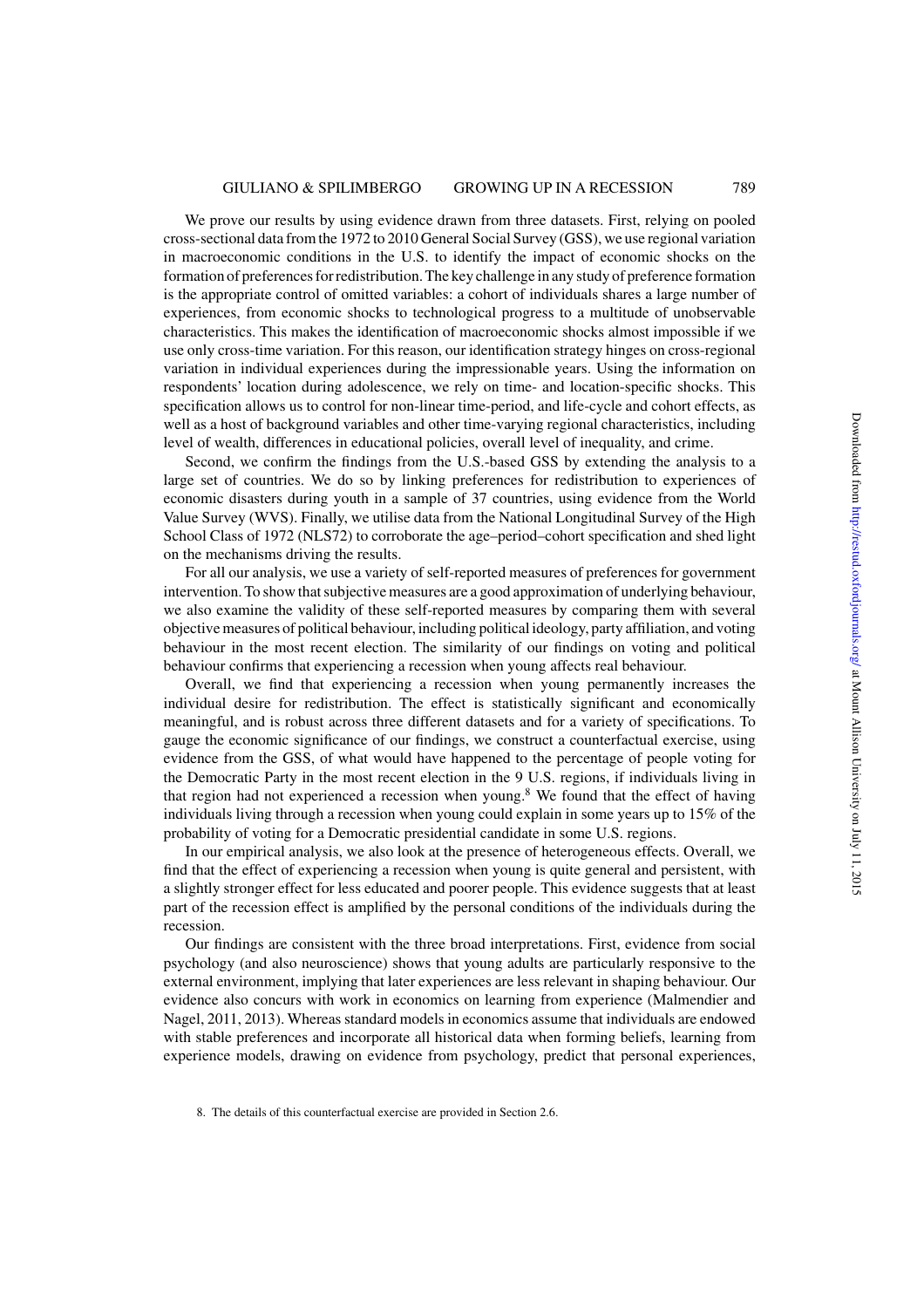We prove our results by using evidence drawn from three datasets. First, relying on pooled cross-sectional data from the 1972 to 2010 General Social Survey (GSS), we use regional variation in macroeconomic conditions in the U.S. to identify the impact of economic shocks on the formation of preferences for redistribution. The key challenge in any study of preference formation is the appropriate control of omitted variables: a cohort of individuals shares a large number of experiences, from economic shocks to technological progress to a multitude of unobservable characteristics. This makes the identification of macroeconomic shocks almost impossible if we use only cross-time variation. For this reason, our identification strategy hinges on cross-regional variation in individual experiences during the impressionable years. Using the information on respondents' location during adolescence, we rely on time- and location-specific shocks. This specification allows us to control for non-linear time-period, and life-cycle and cohort effects, as well as a host of background variables and other time-varying regional characteristics, including level of wealth, differences in educational policies, overall level of inequality, and crime.

Second, we confirm the findings from the U.S.-based GSS by extending the analysis to a large set of countries. We do so by linking preferences for redistribution to experiences of economic disasters during youth in a sample of 37 countries, using evidence from the World Value Survey (WVS). Finally, we utilise data from the National Longitudinal Survey of the High School Class of 1972 (NLS72) to corroborate the age–period–cohort specification and shed light on the mechanisms driving the results.

For all our analysis, we use a variety of self-reported measures of preferences for government intervention. To show that subjective measures are a good approximation of underlying behaviour, we also examine the validity of these self-reported measures by comparing them with several objective measures of political behaviour, including political ideology, party affiliation, and voting behaviour in the most recent election. The similarity of our findings on voting and political behaviour confirms that experiencing a recession when young affects real behaviour.

Overall, we find that experiencing a recession when young permanently increases the individual desire for redistribution. The effect is statistically significant and economically meaningful, and is robust across three different datasets and for a variety of specifications. To gauge the economic significance of our findings, we construct a counterfactual exercise, using evidence from the GSS, of what would have happened to the percentage of people voting for the Democratic Party in the most recent election in the 9 U.S. regions, if individuals living in that region had not experienced a recession when young.[8] We found that the effect of having individuals living through a recession when young could explain in some years up to 15% of the probability of voting for a Democratic presidential candidate in some U.S. regions.

In our empirical analysis, we also look at the presence of heterogeneous effects. Overall, we find that the effect of experiencing a recession when young is quite general and persistent, with a slightly stronger effect for less educated and poorer people. This evidence suggests that at least part of the recession effect is amplified by the personal conditions of the individuals during the recession.

Our findings are consistent with the three broad interpretations. First, evidence from social psychology (and also neuroscience) shows that young adults are particularly responsive to the external environment, implying that later experiences are less relevant in shaping behaviour. Our evidence also concurs with work in economics on learning from experience (Malmendier and Nagel, 2011, 2013). Whereas standard models in economics assume that individuals are endowed with stable preferences and incorporate all historical data when forming beliefs, learning from experience models, drawing on evidence from psychology, predict that personal experiences,

8. The details of this counterfactual exercise are provided in Section 2.6.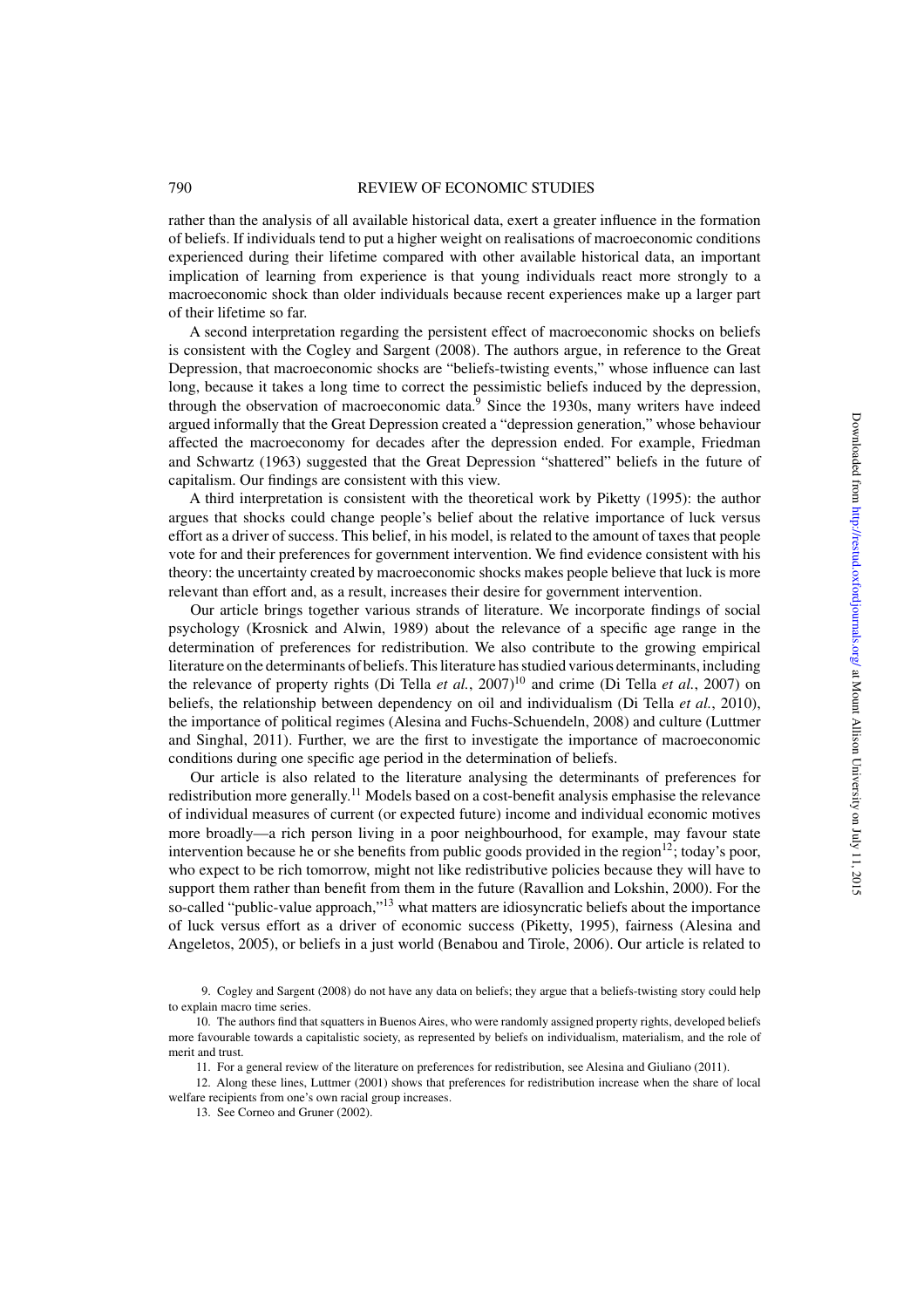rather than the analysis of all available historical data, exert a greater influence in the formation of beliefs. If individuals tend to put a higher weight on realisations of macroeconomic conditions experienced during their lifetime compared with other available historical data, an important implication of learning from experience is that young individuals react more strongly to a macroeconomic shock than older individuals because recent experiences make up a larger part of their lifetime so far.

A second interpretation regarding the persistent effect of macroeconomic shocks on beliefs is consistent with the Cogley and Sargent (2008). The authors argue, in reference to the Great Depression, that macroeconomic shocks are "beliefs-twisting events," whose influence can last long, because it takes a long time to correct the pessimistic beliefs induced by the depression, through the observation of macroeconomic data.[9] Since the 1930s, many writers have indeed argued informally that the Great Depression created a "depression generation," whose behaviour affected the macroeconomy for decades after the depression ended. For example, Friedman and Schwartz (1963) suggested that the Great Depression "shattered" beliefs in the future of capitalism. Our findings are consistent with this view.

A third interpretation is consistent with the theoretical work by Piketty (1995): the author argues that shocks could change people's belief about the relative importance of luck versus effort as a driver of success. This belief, in his model, is related to the amount of taxes that people vote for and their preferences for government intervention. We find evidence consistent with his theory: the uncertainty created by macroeconomic shocks makes people believe that luck is more relevant than effort and, as a result, increases their desire for government intervention.

Our article brings together various strands of literature. We incorporate findings of social psychology (Krosnick and Alwin, 1989) about the relevance of a specific age range in the determination of preferences for redistribution. We also contribute to the growing empirical literature on the determinants of beliefs. This literature has studied various determinants, including the relevance of property rights (Di Tella *et al.*, 2007)[10] and crime (Di Tella *et al.*, 2007) on beliefs, the relationship between dependency on oil and individualism (Di Tella *et al.*, 2010), the importance of political regimes (Alesina and Fuchs-Schuendeln, 2008) and culture (Luttmer and Singhal, 2011). Further, we are the first to investigate the importance of macroeconomic conditions during one specific age period in the determination of beliefs.

Our article is also related to the literature analysing the determinants of preferences for redistribution more generally.[11] Models based on a cost-benefit analysis emphasise the relevance of individual measures of current (or expected future) income and individual economic motives more broadly—a rich person living in a poor neighbourhood, for example, may favour state intervention because he or she benefits from public goods provided in the region[12]; today's poor, who expect to be rich tomorrow, might not like redistributive policies because they will have to support them rather than benefit from them in the future (Ravallion and Lokshin, 2000). For the so-called "public-value approach,"[13] what matters are idiosyncratic beliefs about the importance of luck versus effort as a driver of economic success (Piketty, 1995), fairness (Alesina and Angeletos, 2005), or beliefs in a just world (Benabou and Tirole, 2006). Our article is related to

9. Cogley and Sargent (2008) do not have any data on beliefs; they argue that a beliefs-twisting story could help to explain macro time series.

10. The authors find that squatters in Buenos Aires, who were randomly assigned property rights, developed beliefs more favourable towards a capitalistic society, as represented by beliefs on individualism, materialism, and the role of merit and trust.

11. For a general review of the literature on preferences for redistribution, see Alesina and Giuliano (2011).

12. Along these lines, Luttmer (2001) shows that preferences for redistribution increase when the share of local welfare recipients from one's own racial group increases.

13. See Corneo and Gruner (2002).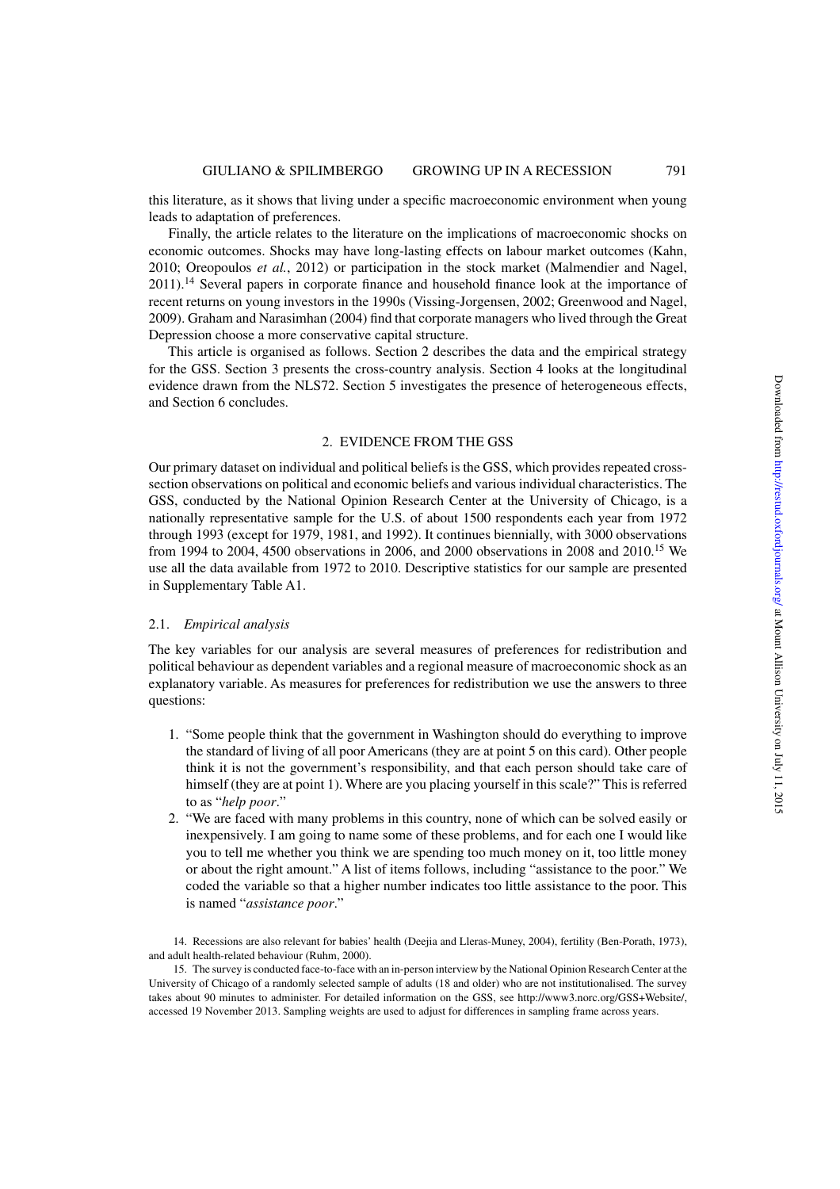this literature, as it shows that living under a specific macroeconomic environment when young leads to adaptation of preferences.

Finally, the article relates to the literature on the implications of macroeconomic shocks on economic outcomes. Shocks may have long-lasting effects on labour market outcomes (Kahn, 2010; Oreopoulos *et al.*, 2012) or participation in the stock market (Malmendier and Nagel, 2011).[14] Several papers in corporate finance and household finance look at the importance of recent returns on young investors in the 1990s (Vissing-Jorgensen, 2002; Greenwood and Nagel, 2009). Graham and Narasimhan (2004) find that corporate managers who lived through the Great Depression choose a more conservative capital structure.

This article is organised as follows. Section 2 describes the data and the empirical strategy for the GSS. Section 3 presents the cross-country analysis. Section 4 looks at the longitudinal evidence drawn from the NLS72. Section 5 investigates the presence of heterogeneous effects, and Section 6 concludes.

## 2. EVIDENCE FROM THE GSS

Our primary dataset on individual and political beliefs is the GSS, which provides repeated cross-section observations on political and economic beliefs and various individual characteristics. The GSS, conducted by the National Opinion Research Center at the University of Chicago, is a nationally representative sample for the U.S. of about 1500 respondents each year from 1972 through 1993 (except for 1979, 1981, and 1992). It continues biennially, with 3000 observations from 1994 to 2004, 4500 observations in 2006, and 2000 observations in 2008 and 2010.[15] We use all the data available from 1972 to 2010. Descriptive statistics for our sample are presented in Supplementary Table A1.

### 2.1. *Empirical analysis*

The key variables for our analysis are several measures of preferences for redistribution and political behaviour as dependent variables and a regional measure of macroeconomic shock as an explanatory variable. As measures for preferences for redistribution we use the answers to three questions:

1. "Some people think that the government in Washington should do everything to improve the standard of living of all poor Americans (they are at point 5 on this card). Other people think it is not the government's responsibility, and that each person should take care of himself (they are at point 1). Where are you placing yourself in this scale?" This is referred to as "*help poor*."
2. "We are faced with many problems in this country, none of which can be solved easily or inexpensively. I am going to name some of these problems, and for each one I would like you to tell me whether you think we are spending too much money on it, too little money or about the right amount." A list of items follows, including "assistance to the poor." We coded the variable so that a higher number indicates too little assistance to the poor. This is named "*assistance poor*."

14. Recessions are also relevant for babies' health (Deejia and Lleras-Muney, 2004), fertility (Ben-Porath, 1973), and adult health-related behaviour (Ruhm, 2000).

15. The survey is conducted face-to-face with an in-person interview by the National Opinion Research Center at the University of Chicago of a randomly selected sample of adults (18 and older) who are not institutionalised. The survey takes about 90 minutes to administer. For detailed information on the GSS, see http://www3.norc.org/GSS+Website/, accessed 19 November 2013. Sampling weights are used to adjust for differences in sampling frame across years.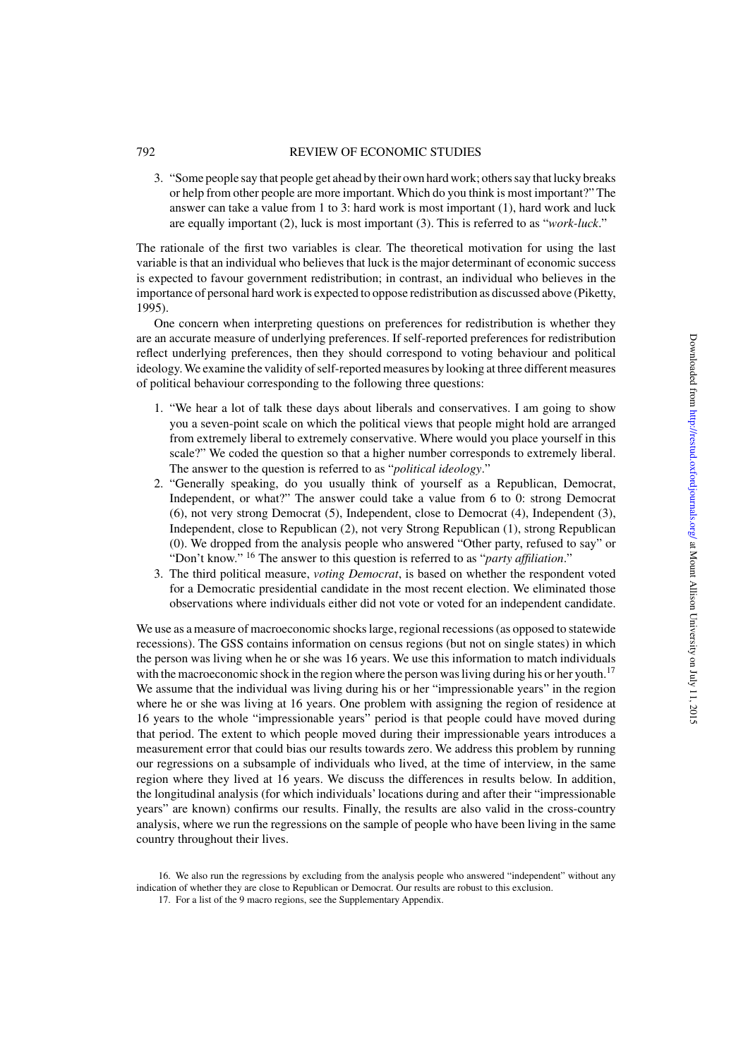3. "Some people say that people get ahead by their own hard work; others say that lucky breaks or help from other people are more important. Which do you think is most important?" The answer can take a value from 1 to 3: hard work is most important (1), hard work and luck are equally important (2), luck is most important (3). This is referred to as "*work-luck*."

The rationale of the first two variables is clear. The theoretical motivation for using the last variable is that an individual who believes that luck is the major determinant of economic success is expected to favour government redistribution; in contrast, an individual who believes in the importance of personal hard work is expected to oppose redistribution as discussed above (Piketty, 1995).

One concern when interpreting questions on preferences for redistribution is whether they are an accurate measure of underlying preferences. If self-reported preferences for redistribution reflect underlying preferences, then they should correspond to voting behaviour and political ideology. We examine the validity of self-reported measures by looking at three different measures of political behaviour corresponding to the following three questions:

1. "We hear a lot of talk these days about liberals and conservatives. I am going to show you a seven-point scale on which the political views that people might hold are arranged from extremely liberal to extremely conservative. Where would you place yourself in this scale?" We coded the question so that a higher number corresponds to extremely liberal. The answer to the question is referred to as "*political ideology*."
2. "Generally speaking, do you usually think of yourself as a Republican, Democrat, Independent, or what?" The answer could take a value from 6 to 0: strong Democrat (6), not very strong Democrat (5), Independent, close to Democrat (4), Independent (3), Independent, close to Republican (2), not very Strong Republican (1), strong Republican (0). We dropped from the analysis people who answered "Other party, refused to say" or "Don't know." [16] The answer to this question is referred to as "*party affiliation*."
3. The third political measure, *voting Democrat*, is based on whether the respondent voted for a Democratic presidential candidate in the most recent election. We eliminated those observations where individuals either did not vote or voted for an independent candidate.

We use as a measure of macroeconomic shocks large, regional recessions (as opposed to statewide recessions). The GSS contains information on census regions (but not on single states) in which the person was living when he or she was 16 years. We use this information to match individuals with the macroeconomic shock in the region where the person was living during his or her youth.[17] We assume that the individual was living during his or her "impressionable years" in the region where he or she was living at 16 years. One problem with assigning the region of residence at 16 years to the whole "impressionable years" period is that people could have moved during that period. The extent to which people moved during their impressionable years introduces a measurement error that could bias our results towards zero. We address this problem by running our regressions on a subsample of individuals who lived, at the time of interview, in the same region where they lived at 16 years. We discuss the differences in results below. In addition, the longitudinal analysis (for which individuals' locations during and after their "impressionable years" are known) confirms our results. Finally, the results are also valid in the cross-country analysis, where we run the regressions on the sample of people who have been living in the same country throughout their lives.

16. We also run the regressions by excluding from the analysis people who answered "independent" without any indication of whether they are close to Republican or Democrat. Our results are robust to this exclusion.

17. For a list of the 9 macro regions, see the Supplementary Appendix.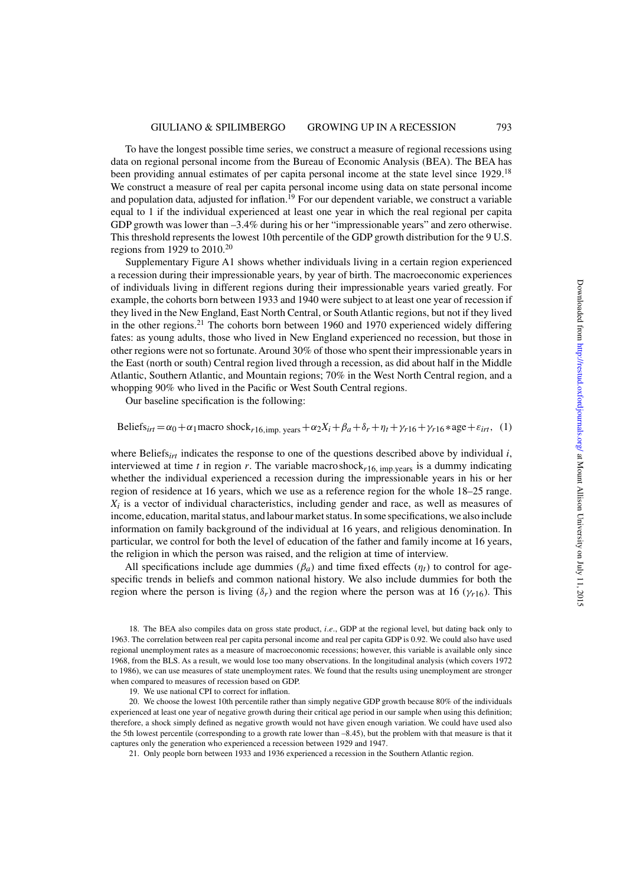To have the longest possible time series, we construct a measure of regional recessions using data on regional personal income from the Bureau of Economic Analysis (BEA). The BEA has been providing annual estimates of per capita personal income at the state level since 1929.[18] We construct a measure of real per capita personal income using data on state personal income and population data, adjusted for inflation.[19] For our dependent variable, we construct a variable equal to 1 if the individual experienced at least one year in which the real regional per capita GDP growth was lower than –3.4% during his or her "impressionable years" and zero otherwise. This threshold represents the lowest 10th percentile of the GDP growth distribution for the 9 U.S. regions from 1929 to 2010.[20]

Supplementary Figure A1 shows whether individuals living in a certain region experienced a recession during their impressionable years, by year of birth. The macroeconomic experiences of individuals living in different regions during their impressionable years varied greatly. For example, the cohorts born between 1933 and 1940 were subject to at least one year of recession if they lived in the New England, East North Central, or South Atlantic regions, but not if they lived in the other regions.[21] The cohorts born between 1960 and 1970 experienced widely differing fates: as young adults, those who lived in New England experienced no recession, but those in other regions were not so fortunate. Around 30% of those who spent their impressionable years in the East (north or south) Central region lived through a recession, as did about half in the Middle Atlantic, Southern Atlantic, and Mountain regions; 70% in the West North Central region, and a whopping 90% who lived in the Pacific or West South Central regions.

Our baseline specification is the following:

$$\text{Beliefs}_{irt} = \alpha_0 + \alpha_1 \text{macro shock}_{r16,\text{imp. years}} + \alpha_2 X_i + \beta_a + \delta_r + \eta_t + \gamma_{r16} + \gamma_{r16} * \text{age} + \varepsilon_{irt}, \quad (1)$$

where $\text{Beliefs}_{irt}$ indicates the response to one of the questions described above by individual $i$, interviewed at time $t$ in region $r$. The variable $\text{macro shock}_{r16,\text{ imp.years}}$ is a dummy indicating whether the individual experienced a recession during the impressionable years in his or her region of residence at 16 years, which we use as a reference region for the whole 18–25 range. $X_i$ is a vector of individual characteristics, including gender and race, as well as measures of income, education, marital status, and labour market status. In some specifications, we also include information on family background of the individual at 16 years, and religious denomination. In particular, we control for both the level of education of the father and family income at 16 years, the religion in which the person was raised, and the religion at time of interview.

All specifications include age dummies ($\beta_a$) and time fixed effects ($\eta_t$) to control for age-specific trends in beliefs and common national history. We also include dummies for both the region where the person is living ($\delta_r$) and the region where the person was at 16 ($\gamma_{r16}$). This

18. The BEA also compiles data on gross state product, *i.e.*, GDP at the regional level, but dating back only to 1963. The correlation between real per capita personal income and real per capita GDP is 0.92. We could also have used regional unemployment rates as a measure of macroeconomic recessions; however, this variable is available only since 1968, from the BLS. As a result, we would lose too many observations. In the longitudinal analysis (which covers 1972 to 1986), we can use measures of state unemployment rates. We found that the results using unemployment are stronger when compared to measures of recession based on GDP.

19. We use national CPI to correct for inflation.

20. We choose the lowest 10th percentile rather than simply negative GDP growth because 80% of the individuals experienced at least one year of negative growth during their critical age period in our sample when using this definition; therefore, a shock simply defined as negative growth would not have given enough variation. We could have used also the 5th lowest percentile (corresponding to a growth rate lower than –8.45), but the problem with that measure is that it captures only the generation who experienced a recession between 1929 and 1947.

21. Only people born between 1933 and 1936 experienced a recession in the Southern Atlantic region.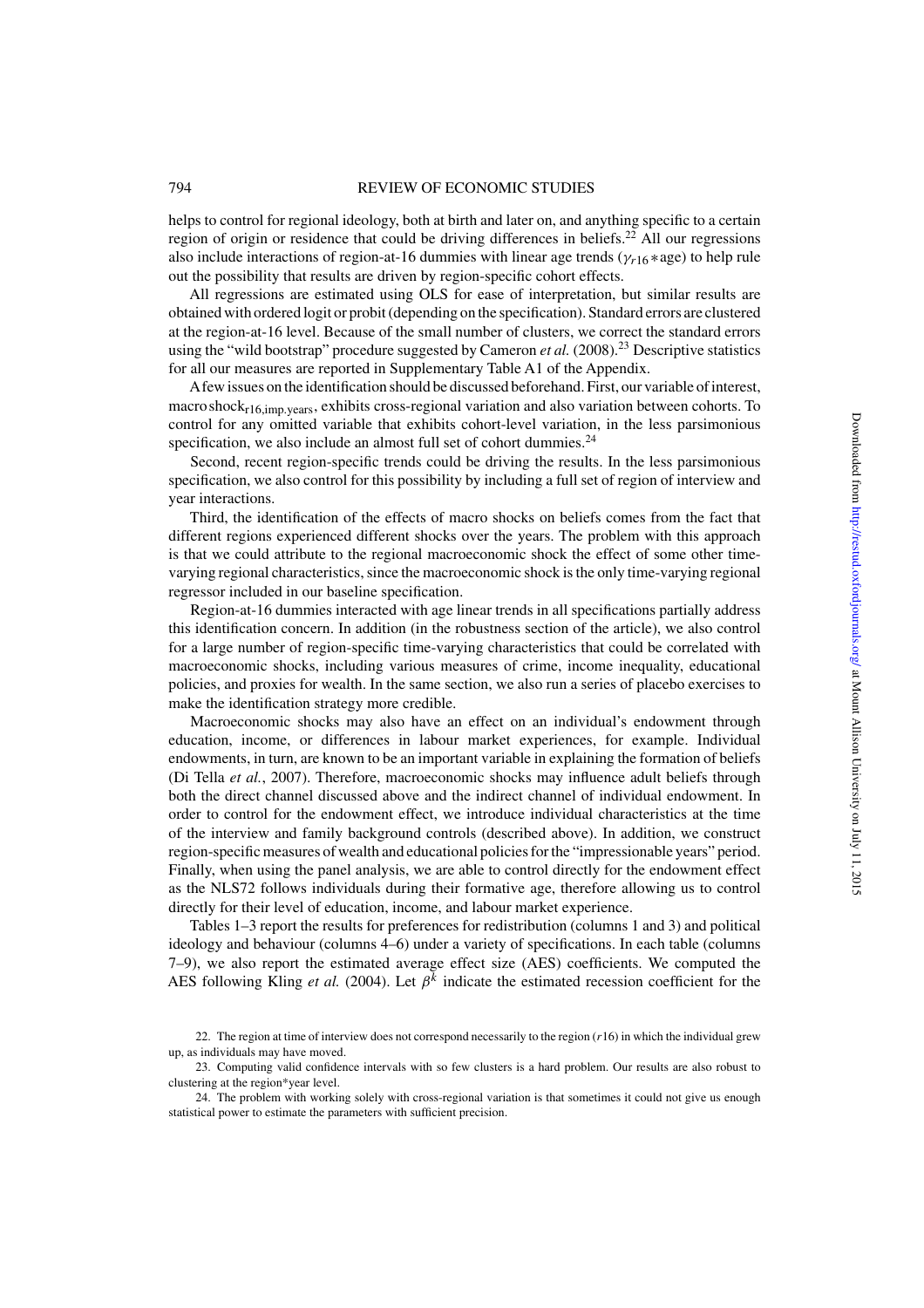helps to control for regional ideology, both at birth and later on, and anything specific to a certain region of origin or residence that could be driving differences in beliefs.[22] All our regressions also include interactions of region-at-16 dummies with linear age trends ($\gamma_{r16}*\text{age}$) to help rule out the possibility that results are driven by region-specific cohort effects.

All regressions are estimated using OLS for ease of interpretation, but similar results are obtained with ordered logit or probit (depending on the specification). Standard errors are clustered at the region-at-16 level. Because of the small number of clusters, we correct the standard errors using the "wild bootstrap" procedure suggested by Cameron *et al.* (2008).[23] Descriptive statistics for all our measures are reported in Supplementary Table A1 of the Appendix.

A few issues on the identification should be discussed beforehand. First, our variable of interest, $\text{macro shock}_{r16,\text{imp.years}}$, exhibits cross-regional variation and also variation between cohorts. To control for any omitted variable that exhibits cohort-level variation, in the less parsimonious specification, we also include an almost full set of cohort dummies.[24]

Second, recent region-specific trends could be driving the results. In the less parsimonious specification, we also control for this possibility by including a full set of region of interview and year interactions.

Third, the identification of the effects of macro shocks on beliefs comes from the fact that different regions experienced different shocks over the years. The problem with this approach is that we could attribute to the regional macroeconomic shock the effect of some other time-varying regional characteristics, since the macroeconomic shock is the only time-varying regional regressor included in our baseline specification.

Region-at-16 dummies interacted with age linear trends in all specifications partially address this identification concern. In addition (in the robustness section of the article), we also control for a large number of region-specific time-varying characteristics that could be correlated with macroeconomic shocks, including various measures of crime, income inequality, educational policies, and proxies for wealth. In the same section, we also run a series of placebo exercises to make the identification strategy more credible.

Macroeconomic shocks may also have an effect on an individual's endowment through education, income, or differences in labour market experiences, for example. Individual endowments, in turn, are known to be an important variable in explaining the formation of beliefs (Di Tella *et al.*, 2007). Therefore, macroeconomic shocks may influence adult beliefs through both the direct channel discussed above and the indirect channel of individual endowment. In order to control for the endowment effect, we introduce individual characteristics at the time of the interview and family background controls (described above). In addition, we construct region-specific measures of wealth and educational policies for the "impressionable years" period. Finally, when using the panel analysis, we are able to control directly for the endowment effect as the NLS72 follows individuals during their formative age, therefore allowing us to control directly for their level of education, income, and labour market experience.

Tables 1–3 report the results for preferences for redistribution (columns 1 and 3) and political ideology and behaviour (columns 4–6) under a variety of specifications. In each table (columns 7–9), we also report the estimated average effect size (AES) coefficients. We computed the AES following Kling *et al.* (2004). Let $\beta^k$ indicate the estimated recession coefficient for the

22. The region at time of interview does not correspond necessarily to the region ($r16$) in which the individual grew up, as individuals may have moved.

23. Computing valid confidence intervals with so few clusters is a hard problem. Our results are also robust to clustering at the region*year level.

24. The problem with working solely with cross-regional variation is that sometimes it could not give us enough statistical power to estimate the parameters with sufficient precision.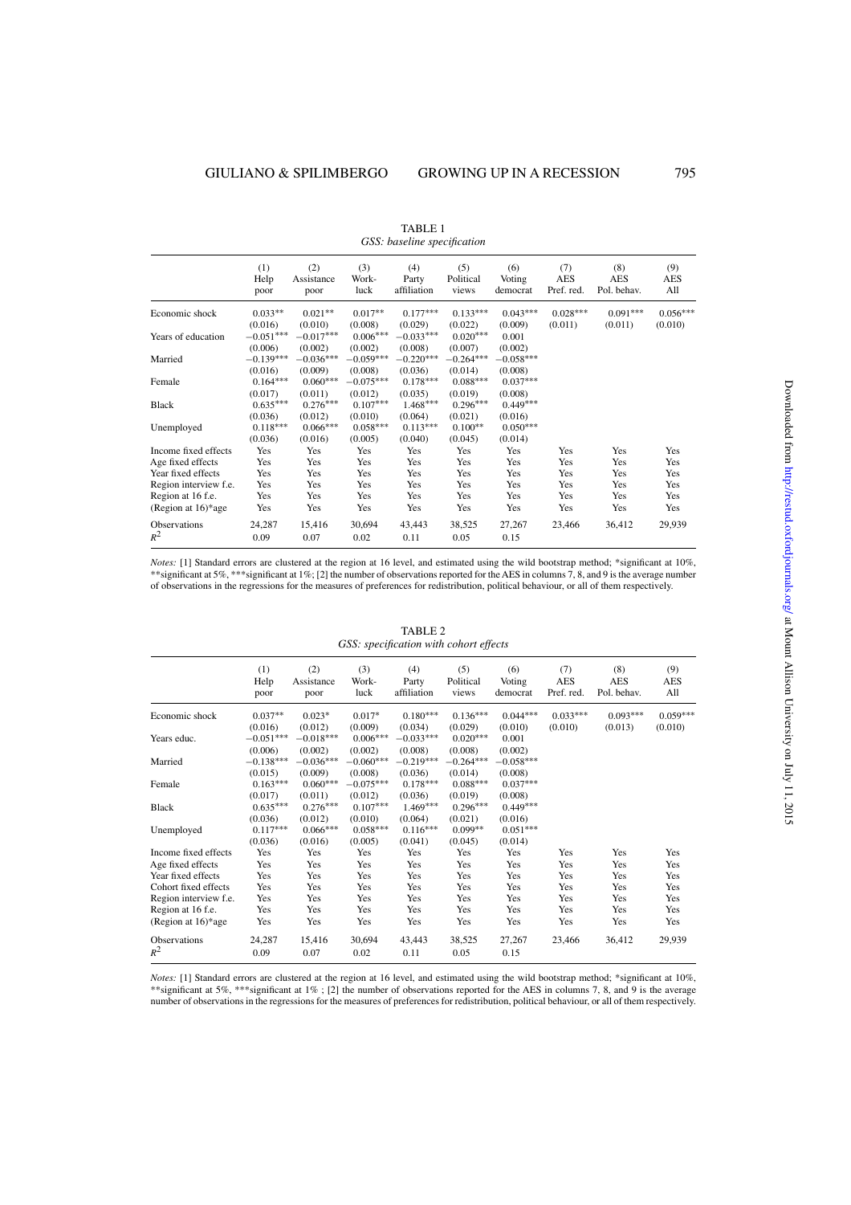TABLE 1
*GSS: baseline specification*

| | (1) Help poor | (2) Assistance poor | (3) Work-luck | (4) Party affiliation | (5) Political views | (6) Voting democrat | (7) AES Pref. red. | (8) AES Pol. behav. | (9) AES All |
|---|---|---|---|---|---|---|---|---|---|
| Economic shock | 0.033** | 0.021** | 0.017** | 0.177*** | 0.133*** | 0.043*** | 0.028*** | 0.091*** | 0.056*** |
| | (0.016) | (0.010) | (0.008) | (0.029) | (0.022) | (0.009) | (0.011) | (0.011) | (0.010) |
| Years of education | −0.051*** | −0.017*** | 0.006*** | −0.033*** | 0.020*** | 0.001 | | | |
| | (0.006) | (0.002) | (0.002) | (0.008) | (0.007) | (0.002) | | | |
| Married | −0.139*** | −0.036*** | −0.059*** | −0.220*** | −0.264*** | −0.058*** | | | |
| | (0.016) | (0.009) | (0.008) | (0.036) | (0.014) | (0.008) | | | |
| Female | 0.164*** | 0.060*** | −0.075*** | 0.178*** | 0.088*** | 0.037*** | | | |
| | (0.017) | (0.011) | (0.012) | (0.035) | (0.019) | (0.008) | | | |
| Black | 0.635*** | 0.276*** | 0.107*** | 1.468*** | 0.296*** | 0.449*** | | | |
| | (0.036) | (0.012) | (0.010) | (0.064) | (0.021) | (0.016) | | | |
| Unemployed | 0.118*** | 0.066*** | 0.058*** | 0.113*** | 0.100** | 0.050*** | | | |
| | (0.036) | (0.016) | (0.005) | (0.040) | (0.045) | (0.014) | | | |
| Income fixed effects | Yes | Yes | Yes | Yes | Yes | Yes | Yes | Yes | Yes |
| Age fixed effects | Yes | Yes | Yes | Yes | Yes | Yes | Yes | Yes | Yes |
| Year fixed effects | Yes | Yes | Yes | Yes | Yes | Yes | Yes | Yes | Yes |
| Region interview f.e. | Yes | Yes | Yes | Yes | Yes | Yes | Yes | Yes | Yes |
| Region at 16 f.e. | Yes | Yes | Yes | Yes | Yes | Yes | Yes | Yes | Yes |
| (Region at 16)*age | Yes | Yes | Yes | Yes | Yes | Yes | Yes | Yes | Yes |
| Observations | 24,287 | 15,416 | 30,694 | 43,443 | 38,525 | 27,267 | 23,466 | 36,412 | 29,939 |
| $R^2$ | 0.09 | 0.07 | 0.02 | 0.11 | 0.05 | 0.15 | | | |

*Notes:* [1] Standard errors are clustered at the region at 16 level, and estimated using the wild bootstrap method; *significant at 10%, **significant at 5%, ***significant at 1%; [2] the number of observations reported for the AES in columns 7, 8, and 9 is the average number of observations in the regressions for the measures of preferences for redistribution, political behaviour, or all of them respectively.

TABLE 2
*GSS: specification with cohort effects*

| | (1) Help poor | (2) Assistance poor | (3) Work-luck | (4) Party affiliation | (5) Political views | (6) Voting democrat | (7) AES Pref. red. | (8) AES Pol. behav. | (9) AES All |
|---|---|---|---|---|---|---|---|---|---|
| Economic shock | 0.037** | 0.023* | 0.017* | 0.180*** | 0.136*** | 0.044*** | 0.033*** | 0.093*** | 0.059*** |
| | (0.016) | (0.012) | (0.009) | (0.034) | (0.029) | (0.010) | (0.010) | (0.013) | (0.010) |
| Years educ. | −0.051*** | −0.018*** | 0.006*** | −0.033*** | 0.020*** | 0.001 | | | |
| | (0.006) | (0.002) | (0.002) | (0.008) | (0.008) | (0.002) | | | |
| Married | −0.138*** | −0.036*** | −0.060*** | −0.219*** | −0.264*** | −0.058*** | | | |
| | (0.015) | (0.009) | (0.008) | (0.036) | (0.014) | (0.008) | | | |
| Female | 0.163*** | 0.060*** | −0.075*** | 0.178*** | 0.088*** | 0.037*** | | | |
| | (0.017) | (0.011) | (0.012) | (0.036) | (0.019) | (0.008) | | | |
| Black | 0.635*** | 0.276*** | 0.107*** | 1.469*** | 0.296*** | 0.449*** | | | |
| | (0.036) | (0.012) | (0.010) | (0.064) | (0.021) | (0.016) | | | |
| Unemployed | 0.117*** | 0.066*** | 0.058*** | 0.116*** | 0.099** | 0.051*** | | | |
| | (0.036) | (0.016) | (0.005) | (0.041) | (0.045) | (0.014) | | | |
| Income fixed effects | Yes | Yes | Yes | Yes | Yes | Yes | Yes | Yes | Yes |
| Age fixed effects | Yes | Yes | Yes | Yes | Yes | Yes | Yes | Yes | Yes |
| Year fixed effects | Yes | Yes | Yes | Yes | Yes | Yes | Yes | Yes | Yes |
| Cohort fixed effects | Yes | Yes | Yes | Yes | Yes | Yes | Yes | Yes | Yes |
| Region interview f.e. | Yes | Yes | Yes | Yes | Yes | Yes | Yes | Yes | Yes |
| Region at 16 f.e. | Yes | Yes | Yes | Yes | Yes | Yes | Yes | Yes | Yes |
| (Region at 16)*age | Yes | Yes | Yes | Yes | Yes | Yes | Yes | Yes | Yes |
| Observations | 24,287 | 15,416 | 30,694 | 43,443 | 38,525 | 27,267 | 23,466 | 36,412 | 29,939 |
| $R^2$ | 0.09 | 0.07 | 0.02 | 0.11 | 0.05 | 0.15 | | | |

*Notes:* [1] Standard errors are clustered at the region at 16 level, and estimated using the wild bootstrap method; *significant at 10%, **significant at 5%, ***significant at 1% ; [2] the number of observations reported for the AES in columns 7, 8, and 9 is the average number of observations in the regressions for the measures of preferences for redistribution, political behaviour, or all of them respectively.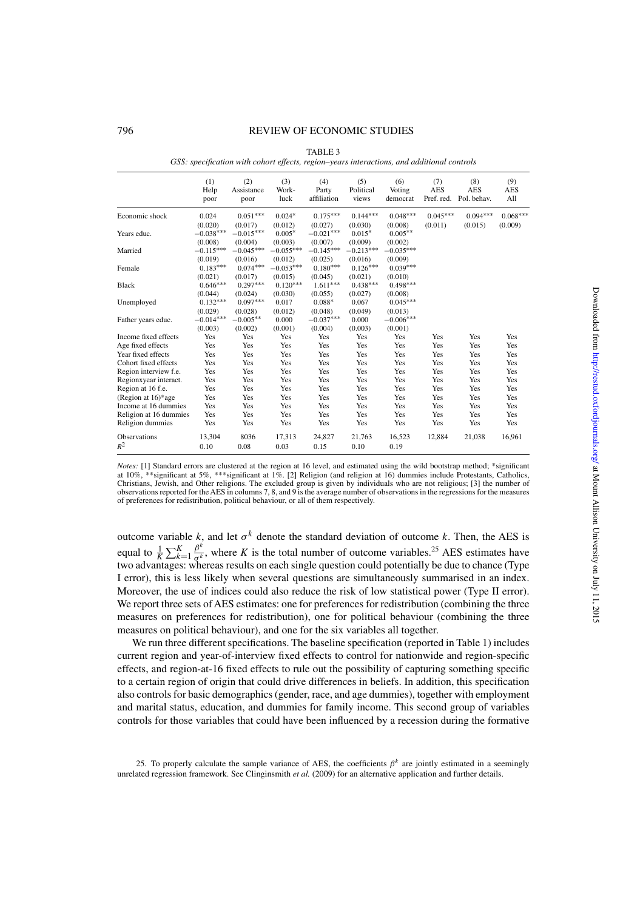TABLE 3

*GSS: specification with cohort effects, region–years interactions, and additional controls*

| | (1) Help poor | (2) Assistance poor | (3) Work-luck | (4) Party affiliation | (5) Political views | (6) Voting democrat | (7) AES Pref. red. | (8) AES Pol. behav. | (9) AES All |
|---|---|---|---|---|---|---|---|---|---|
| Economic shock | 0.024 | 0.051*** | 0.024* | 0.175*** | 0.144*** | 0.048*** | 0.045*** | 0.094*** | 0.068*** |
| | (0.020) | (0.017) | (0.012) | (0.027) | (0.030) | (0.008) | (0.011) | (0.015) | (0.009) |
| Years educ. | −0.038*** | −0.015*** | 0.005* | −0.021*** | 0.015* | 0.005** | | | |
| | (0.008) | (0.004) | (0.003) | (0.007) | (0.009) | (0.002) | | | |
| Married | −0.115*** | −0.045*** | −0.055*** | −0.145*** | −0.213*** | −0.035*** | | | |
| | (0.019) | (0.016) | (0.012) | (0.025) | (0.016) | (0.009) | | | |
| Female | 0.183*** | 0.074*** | −0.053*** | 0.180*** | 0.126*** | 0.039*** | | | |
| | (0.021) | (0.017) | (0.015) | (0.045) | (0.021) | (0.010) | | | |
| Black | 0.646*** | 0.297*** | 0.120*** | 1.611*** | 0.438*** | 0.498*** | | | |
| | (0.044) | (0.024) | (0.030) | (0.055) | (0.027) | (0.008) | | | |
| Unemployed | 0.132*** | 0.097*** | 0.017 | 0.088* | 0.067 | 0.045*** | | | |
| | (0.029) | (0.028) | (0.012) | (0.048) | (0.049) | (0.013) | | | |
| Father years educ. | −0.014*** | −0.005** | 0.000 | −0.037*** | 0.000 | −0.006*** | | | |
| | (0.003) | (0.002) | (0.001) | (0.004) | (0.003) | (0.001) | | | |
| Income fixed effects | Yes | Yes | Yes | Yes | Yes | Yes | Yes | Yes | Yes |
| Age fixed effects | Yes | Yes | Yes | Yes | Yes | Yes | Yes | Yes | Yes |
| Year fixed effects | Yes | Yes | Yes | Yes | Yes | Yes | Yes | Yes | Yes |
| Cohort fixed effects | Yes | Yes | Yes | Yes | Yes | Yes | Yes | Yes | Yes |
| Region interview f.e. | Yes | Yes | Yes | Yes | Yes | Yes | Yes | Yes | Yes |
| Region×year interact. | Yes | Yes | Yes | Yes | Yes | Yes | Yes | Yes | Yes |
| Region at 16 f.e. | Yes | Yes | Yes | Yes | Yes | Yes | Yes | Yes | Yes |
| (Region at 16)*age | Yes | Yes | Yes | Yes | Yes | Yes | Yes | Yes | Yes |
| Income at 16 dummies | Yes | Yes | Yes | Yes | Yes | Yes | Yes | Yes | Yes |
| Religion at 16 dummies | Yes | Yes | Yes | Yes | Yes | Yes | Yes | Yes | Yes |
| Religion dummies | Yes | Yes | Yes | Yes | Yes | Yes | Yes | Yes | Yes |
| Observations | 13,304 | 8036 | 17,313 | 24,827 | 21,763 | 16,523 | 12,884 | 21,038 | 16,961 |
| $R^2$ | 0.10 | 0.08 | 0.03 | 0.15 | 0.10 | 0.19 | | | |

*Notes:* [1] Standard errors are clustered at the region at 16 level, and estimated using the wild bootstrap method; *significant at 10%, **significant at 5%, ***significant at 1%. [2] Religion (and religion at 16) dummies include Protestants, Catholics, Christians, Jewish, and Other religions. The excluded group is given by individuals who are not religious; [3] the number of observations reported for the AES in columns 7, 8, and 9 is the average number of observations in the regressions for the measures of preferences for redistribution, political behaviour, or all of them respectively.

outcome variable $k$, and let $\sigma^k$ denote the standard deviation of outcome $k$. Then, the AES is equal to $\frac{1}{K}\sum_{k=1}^{K}\frac{\beta^k}{\sigma^k}$, where $K$ is the total number of outcome variables.[25] AES estimates have two advantages: whereas results on each single question could potentially be due to chance (Type I error), this is less likely when several questions are simultaneously summarised in an index. Moreover, the use of indices could also reduce the risk of low statistical power (Type II error). We report three sets of AES estimates: one for preferences for redistribution (combining the three measures on preferences for redistribution), one for political behaviour (combining the three measures on political behaviour), and one for the six variables all together.

We run three different specifications. The baseline specification (reported in Table 1) includes current region and year-of-interview fixed effects to control for nationwide and region-specific effects, and region-at-16 fixed effects to rule out the possibility of capturing something specific to a certain region of origin that could drive differences in beliefs. In addition, this specification also controls for basic demographics (gender, race, and age dummies), together with employment and marital status, education, and dummies for family income. This second group of variables controls for those variables that could have been influenced by a recession during the formative

25. To properly calculate the sample variance of AES, the coefficients $\beta^k$ are jointly estimated in a seemingly unrelated regression framework. See Clinginsmith *et al.* (2009) for an alternative application and further details.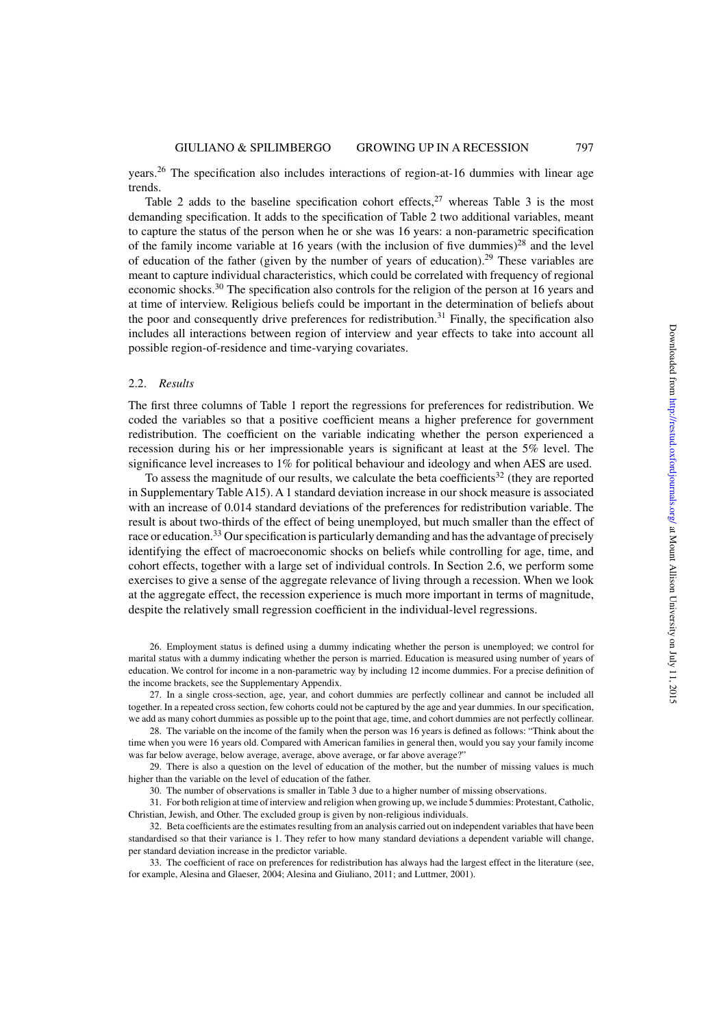years.[26] The specification also includes interactions of region-at-16 dummies with linear age trends.

Table 2 adds to the baseline specification cohort effects,[27] whereas Table 3 is the most demanding specification. It adds to the specification of Table 2 two additional variables, meant to capture the status of the person when he or she was 16 years: a non-parametric specification of the family income variable at 16 years (with the inclusion of five dummies)[28] and the level of education of the father (given by the number of years of education).[29] These variables are meant to capture individual characteristics, which could be correlated with frequency of regional economic shocks.[30] The specification also controls for the religion of the person at 16 years and at time of interview. Religious beliefs could be important in the determination of beliefs about the poor and consequently drive preferences for redistribution.[31] Finally, the specification also includes all interactions between region of interview and year effects to take into account all possible region-of-residence and time-varying covariates.

### 2.2. *Results*

The first three columns of Table 1 report the regressions for preferences for redistribution. We coded the variables so that a positive coefficient means a higher preference for government redistribution. The coefficient on the variable indicating whether the person experienced a recession during his or her impressionable years is significant at least at the 5% level. The significance level increases to 1% for political behaviour and ideology and when AES are used.

To assess the magnitude of our results, we calculate the beta coefficients[32] (they are reported in Supplementary Table A15). A 1 standard deviation increase in our shock measure is associated with an increase of 0.014 standard deviations of the preferences for redistribution variable. The result is about two-thirds of the effect of being unemployed, but much smaller than the effect of race or education.[33] Our specification is particularly demanding and has the advantage of precisely identifying the effect of macroeconomic shocks on beliefs while controlling for age, time, and cohort effects, together with a large set of individual controls. In Section 2.6, we perform some exercises to give a sense of the aggregate relevance of living through a recession. When we look at the aggregate effect, the recession experience is much more important in terms of magnitude, despite the relatively small regression coefficient in the individual-level regressions.

---

26. Employment status is defined using a dummy indicating whether the person is unemployed; we control for marital status with a dummy indicating whether the person is married. Education is measured using number of years of education. We control for income in a non-parametric way by including 12 income dummies. For a precise definition of the income brackets, see the Supplementary Appendix.

27. In a single cross-section, age, year, and cohort dummies are perfectly collinear and cannot be included all together. In a repeated cross section, few cohorts could not be captured by the age and year dummies. In our specification, we add as many cohort dummies as possible up to the point that age, time, and cohort dummies are not perfectly collinear.

28. The variable on the income of the family when the person was 16 years is defined as follows: "Think about the time when you were 16 years old. Compared with American families in general then, would you say your family income was far below average, below average, average, above average, or far above average?"

29. There is also a question on the level of education of the mother, but the number of missing values is much higher than the variable on the level of education of the father.

30. The number of observations is smaller in Table 3 due to a higher number of missing observations.

31. For both religion at time of interview and religion when growing up, we include 5 dummies: Protestant, Catholic, Christian, Jewish, and Other. The excluded group is given by non-religious individuals.

32. Beta coefficients are the estimates resulting from an analysis carried out on independent variables that have been standardised so that their variance is 1. They refer to how many standard deviations a dependent variable will change, per standard deviation increase in the predictor variable.

33. The coefficient of race on preferences for redistribution has always had the largest effect in the literature (see, for example, Alesina and Glaeser, 2004; Alesina and Giuliano, 2011; and Luttmer, 2001).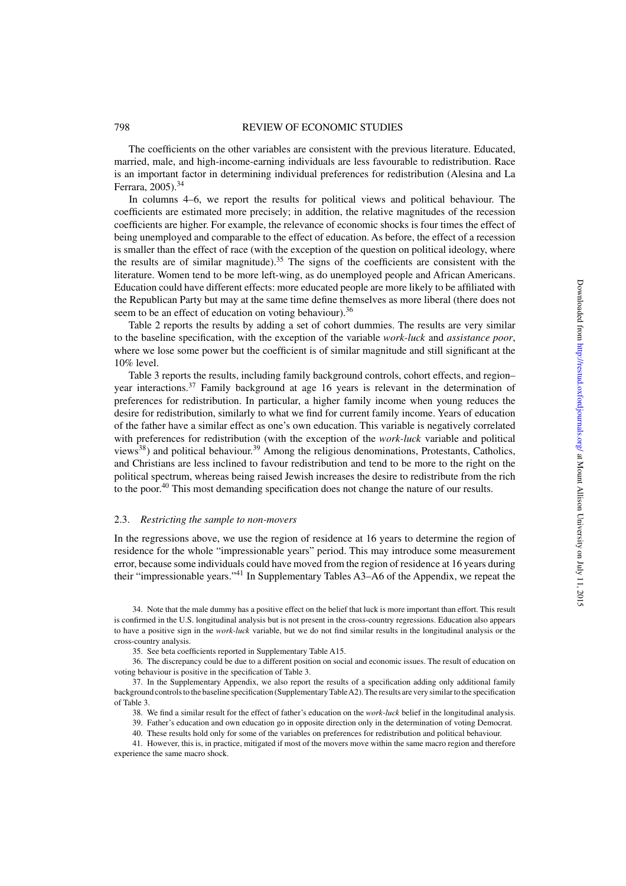The coefficients on the other variables are consistent with the previous literature. Educated, married, male, and high-income-earning individuals are less favourable to redistribution. Race is an important factor in determining individual preferences for redistribution (Alesina and La Ferrara, 2005).[34]

In columns 4–6, we report the results for political views and political behaviour. The coefficients are estimated more precisely; in addition, the relative magnitudes of the recession coefficients are higher. For example, the relevance of economic shocks is four times the effect of being unemployed and comparable to the effect of education. As before, the effect of a recession is smaller than the effect of race (with the exception of the question on political ideology, where the results are of similar magnitude).[35] The signs of the coefficients are consistent with the literature. Women tend to be more left-wing, as do unemployed people and African Americans. Education could have different effects: more educated people are more likely to be affiliated with the Republican Party but may at the same time define themselves as more liberal (there does not seem to be an effect of education on voting behaviour).[36]

Table 2 reports the results by adding a set of cohort dummies. The results are very similar to the baseline specification, with the exception of the variable *work-luck* and *assistance poor*, where we lose some power but the coefficient is of similar magnitude and still significant at the 10% level.

Table 3 reports the results, including family background controls, cohort effects, and region–year interactions.[37] Family background at age 16 years is relevant in the determination of preferences for redistribution. In particular, a higher family income when young reduces the desire for redistribution, similarly to what we find for current family income. Years of education of the father have a similar effect as one's own education. This variable is negatively correlated with preferences for redistribution (with the exception of the *work-luck* variable and political views[38]) and political behaviour.[39] Among the religious denominations, Protestants, Catholics, and Christians are less inclined to favour redistribution and tend to be more to the right on the political spectrum, whereas being raised Jewish increases the desire to redistribute from the rich to the poor.[40] This most demanding specification does not change the nature of our results.

### 2.3. *Restricting the sample to non-movers*

In the regressions above, we use the region of residence at 16 years to determine the region of residence for the whole "impressionable years" period. This may introduce some measurement error, because some individuals could have moved from the region of residence at 16 years during their "impressionable years."[41] In Supplementary Tables A3–A6 of the Appendix, we repeat the

34. Note that the male dummy has a positive effect on the belief that luck is more important than effort. This result is confirmed in the U.S. longitudinal analysis but is not present in the cross-country regressions. Education also appears to have a positive sign in the *work-luck* variable, but we do not find similar results in the longitudinal analysis or the cross-country analysis.

35. See beta coefficients reported in Supplementary Table A15.

36. The discrepancy could be due to a different position on social and economic issues. The result of education on voting behaviour is positive in the specification of Table 3.

37. In the Supplementary Appendix, we also report the results of a specification adding only additional family background controls to the baseline specification (Supplementary Table A2). The results are very similar to the specification of Table 3.

38. We find a similar result for the effect of father's education on the *work-luck* belief in the longitudinal analysis.

39. Father's education and own education go in opposite direction only in the determination of voting Democrat.

40. These results hold only for some of the variables on preferences for redistribution and political behaviour.

41. However, this is, in practice, mitigated if most of the movers move within the same macro region and therefore experience the same macro shock.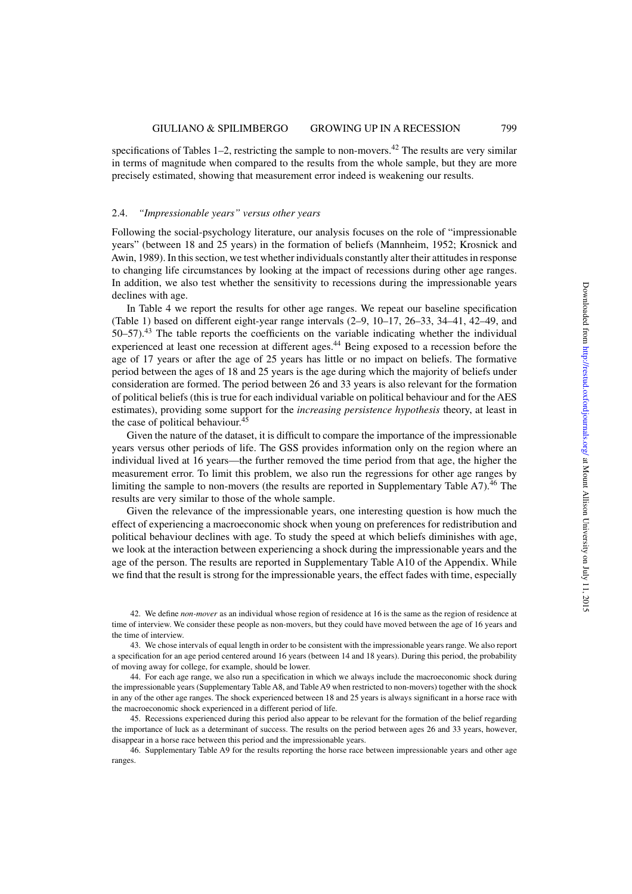specifications of Tables 1–2, restricting the sample to non-movers.[42] The results are very similar in terms of magnitude when compared to the results from the whole sample, but they are more precisely estimated, showing that measurement error indeed is weakening our results.

### 2.4. *"Impressionable years" versus other years*

Following the social-psychology literature, our analysis focuses on the role of "impressionable years" (between 18 and 25 years) in the formation of beliefs (Mannheim, 1952; Krosnick and Awin, 1989). In this section, we test whether individuals constantly alter their attitudes in response to changing life circumstances by looking at the impact of recessions during other age ranges. In addition, we also test whether the sensitivity to recessions during the impressionable years declines with age.

In Table 4 we report the results for other age ranges. We repeat our baseline specification (Table 1) based on different eight-year range intervals (2–9, 10–17, 26–33, 34–41, 42–49, and 50–57).[43] The table reports the coefficients on the variable indicating whether the individual experienced at least one recession at different ages.[44] Being exposed to a recession before the age of 17 years or after the age of 25 years has little or no impact on beliefs. The formative period between the ages of 18 and 25 years is the age during which the majority of beliefs under consideration are formed. The period between 26 and 33 years is also relevant for the formation of political beliefs (this is true for each individual variable on political behaviour and for the AES estimates), providing some support for the *increasing persistence hypothesis* theory, at least in the case of political behaviour.[45]

Given the nature of the dataset, it is difficult to compare the importance of the impressionable years versus other periods of life. The GSS provides information only on the region where an individual lived at 16 years—the further removed the time period from that age, the higher the measurement error. To limit this problem, we also run the regressions for other age ranges by limiting the sample to non-movers (the results are reported in Supplementary Table A7).[46] The results are very similar to those of the whole sample.

Given the relevance of the impressionable years, one interesting question is how much the effect of experiencing a macroeconomic shock when young on preferences for redistribution and political behaviour declines with age. To study the speed at which beliefs diminishes with age, we look at the interaction between experiencing a shock during the impressionable years and the age of the person. The results are reported in Supplementary Table A10 of the Appendix. While we find that the result is strong for the impressionable years, the effect fades with time, especially

42. We define *non-mover* as an individual whose region of residence at 16 is the same as the region of residence at time of interview. We consider these people as non-movers, but they could have moved between the age of 16 years and the time of interview.

43. We chose intervals of equal length in order to be consistent with the impressionable years range. We also report a specification for an age period centered around 16 years (between 14 and 18 years). During this period, the probability of moving away for college, for example, should be lower.

44. For each age range, we also run a specification in which we always include the macroeconomic shock during the impressionable years (Supplementary Table A8, and Table A9 when restricted to non-movers) together with the shock in any of the other age ranges. The shock experienced between 18 and 25 years is always significant in a horse race with the macroeconomic shock experienced in a different period of life.

45. Recessions experienced during this period also appear to be relevant for the formation of the belief regarding the importance of luck as a determinant of success. The results on the period between ages 26 and 33 years, however, disappear in a horse race between this period and the impressionable years.

46. Supplementary Table A9 for the results reporting the horse race between impressionable years and other age ranges.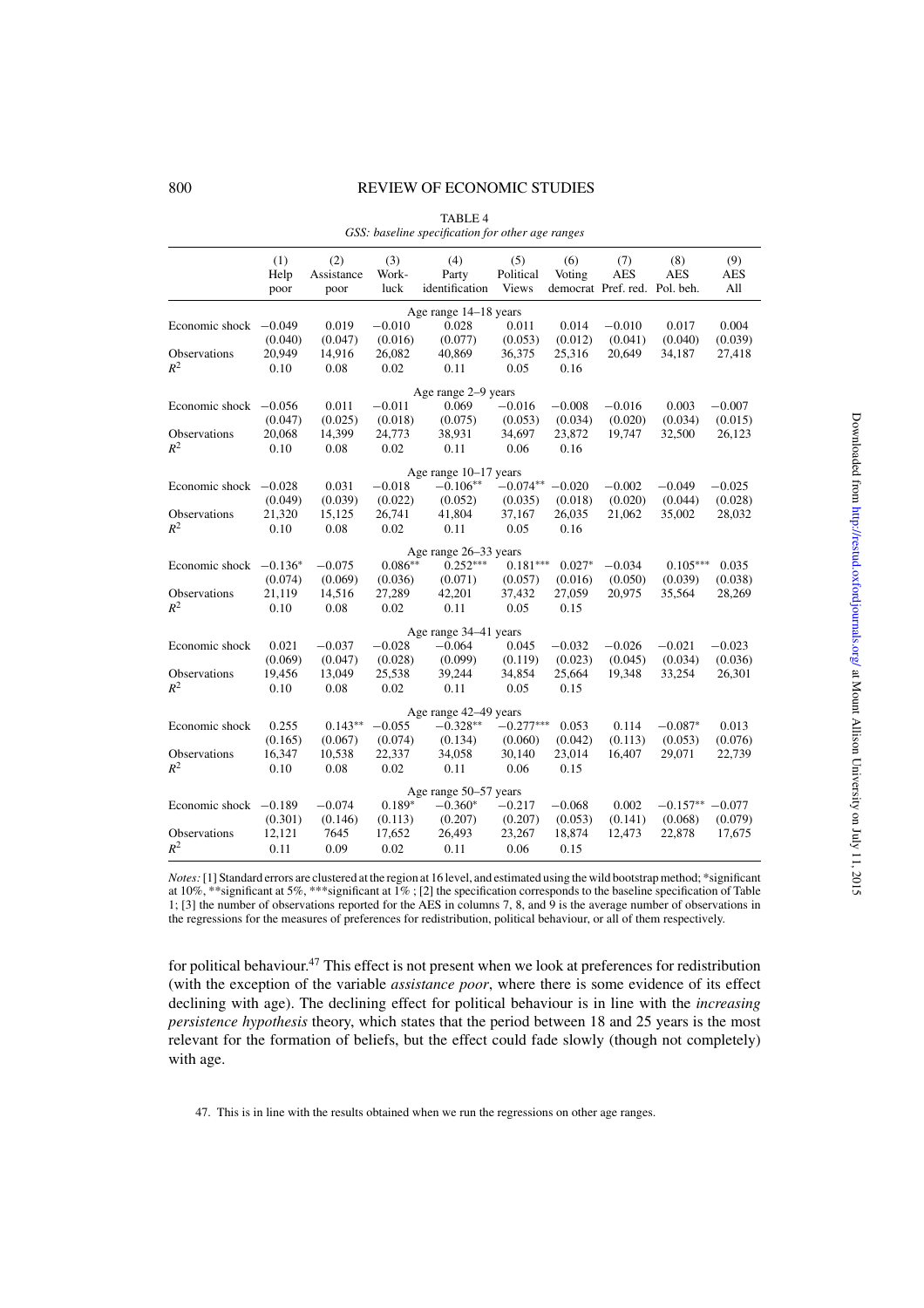TABLE 4

*GSS: baseline specification for other age ranges*

| | (1) Help poor | (2) Assistance poor | (3) Work-luck | (4) Party identification | (5) Political Views | (6) Voting democrat | (7) AES Pref. red. | (8) AES Pol. beh. | (9) AES All |
|---|---|---|---|---|---|---|---|---|---|
| | | | | Age range 14–18 years | | | | | |
| Economic shock | −0.049 | 0.019 | −0.010 | 0.028 | 0.011 | 0.014 | −0.010 | 0.017 | 0.004 |
| | (0.040) | (0.047) | (0.016) | (0.077) | (0.053) | (0.012) | (0.041) | (0.040) | (0.039) |
| Observations | 20,949 | 14,916 | 26,082 | 40,869 | 36,375 | 25,316 | 20,649 | 34,187 | 27,418 |
| $R^2$ | 0.10 | 0.08 | 0.02 | 0.11 | 0.05 | 0.16 | | | |
| | | | | Age range 2–9 years | | | | | |
| Economic shock | −0.056 | 0.011 | −0.011 | 0.069 | −0.016 | −0.008 | −0.016 | 0.003 | −0.007 |
| | (0.047) | (0.025) | (0.018) | (0.075) | (0.053) | (0.034) | (0.020) | (0.034) | (0.015) |
| Observations | 20,068 | 14,399 | 24,773 | 38,931 | 34,697 | 23,872 | 19,747 | 32,500 | 26,123 |
| $R^2$ | 0.10 | 0.08 | 0.02 | 0.11 | 0.06 | 0.16 | | | |
| | | | | Age range 10–17 years | | | | | |
| Economic shock | −0.028 | 0.031 | −0.018 | −0.106** | −0.074** | −0.020 | −0.002 | −0.049 | −0.025 |
| | (0.049) | (0.039) | (0.022) | (0.052) | (0.035) | (0.018) | (0.020) | (0.044) | (0.028) |
| Observations | 21,320 | 15,125 | 26,741 | 41,804 | 37,167 | 26,035 | 21,062 | 35,002 | 28,032 |
| $R^2$ | 0.10 | 0.08 | 0.02 | 0.11 | 0.05 | 0.16 | | | |
| | | | | Age range 26–33 years | | | | | |
| Economic shock | −0.136* | −0.075 | 0.086** | 0.252*** | 0.181*** | 0.027* | −0.034 | 0.105*** | 0.035 |
| | (0.074) | (0.069) | (0.036) | (0.071) | (0.057) | (0.016) | (0.050) | (0.039) | (0.038) |
| Observations | 21,119 | 14,516 | 27,289 | 42,201 | 37,432 | 27,059 | 20,975 | 35,564 | 28,269 |
| $R^2$ | 0.10 | 0.08 | 0.02 | 0.11 | 0.05 | 0.15 | | | |
| | | | | Age range 34–41 years | | | | | |
| Economic shock | 0.021 | −0.037 | −0.028 | −0.064 | 0.045 | −0.032 | −0.026 | −0.021 | −0.023 |
| | (0.069) | (0.047) | (0.028) | (0.099) | (0.119) | (0.023) | (0.045) | (0.034) | (0.036) |
| Observations | 19,456 | 13,049 | 25,538 | 39,244 | 34,854 | 25,664 | 19,348 | 33,254 | 26,301 |
| $R^2$ | 0.10 | 0.08 | 0.02 | 0.11 | 0.05 | 0.15 | | | |
| | | | | Age range 42–49 years | | | | | |
| Economic shock | 0.255 | 0.143** | −0.055 | −0.328** | −0.277*** | 0.053 | 0.114 | −0.087* | 0.013 |
| | (0.165) | (0.067) | (0.074) | (0.134) | (0.060) | (0.042) | (0.113) | (0.053) | (0.076) |
| Observations | 16,347 | 10,538 | 22,337 | 34,058 | 30,140 | 23,014 | 16,407 | 29,071 | 22,739 |
| $R^2$ | 0.10 | 0.08 | 0.02 | 0.11 | 0.06 | 0.15 | | | |
| | | | | Age range 50–57 years | | | | | |
| Economic shock | −0.189 | −0.074 | 0.189* | −0.360* | −0.217 | −0.068 | 0.002 | −0.157** | −0.077 |
| | (0.301) | (0.146) | (0.113) | (0.207) | (0.207) | (0.053) | (0.141) | (0.068) | (0.079) |
| Observations | 12,121 | 7645 | 17,652 | 26,493 | 23,267 | 18,874 | 12,473 | 22,878 | 17,675 |
| $R^2$ | 0.11 | 0.09 | 0.02 | 0.11 | 0.06 | 0.15 | | | |

*Notes:* [1] Standard errors are clustered at the region at 16 level, and estimated using the wild bootstrap method; *significant at 10%, **significant at 5%, ***significant at 1% ; [2] the specification corresponds to the baseline specification of Table 1; [3] the number of observations reported for the AES in columns 7, 8, and 9 is the average number of observations in the regressions for the measures of preferences for redistribution, political behaviour, or all of them respectively.

for political behaviour.[47] This effect is not present when we look at preferences for redistribution (with the exception of the variable *assistance poor*, where there is some evidence of its effect declining with age). The declining effect for political behaviour is in line with the *increasing persistence hypothesis* theory, which states that the period between 18 and 25 years is the most relevant for the formation of beliefs, but the effect could fade slowly (though not completely) with age.

47. This is in line with the results obtained when we run the regressions on other age ranges.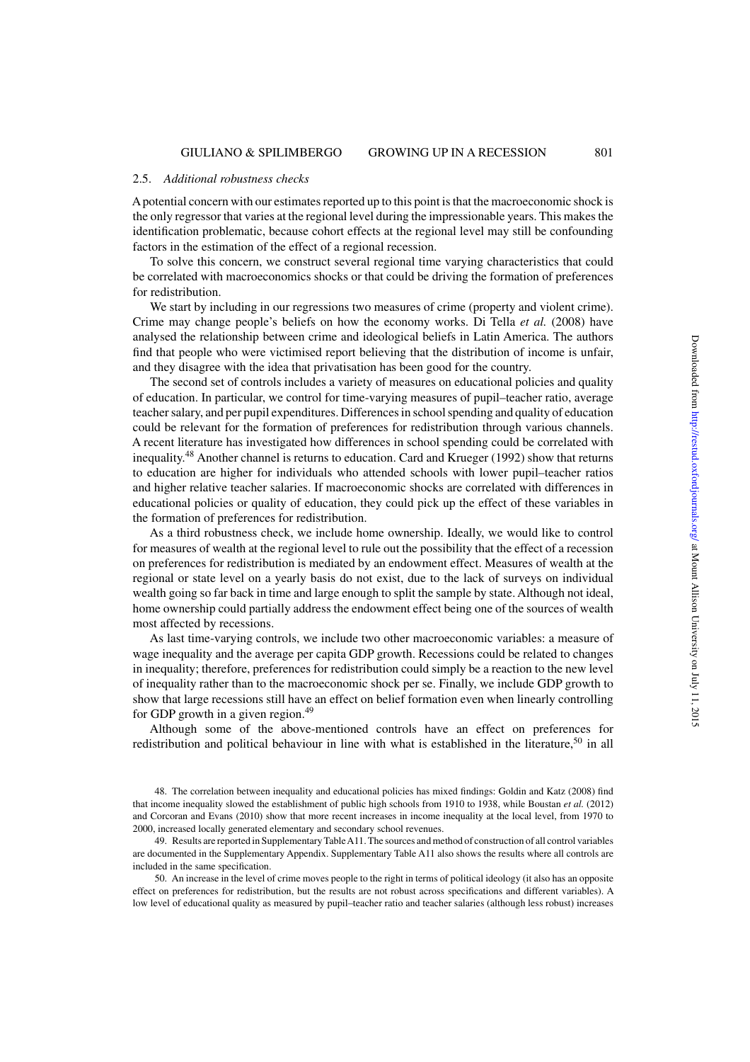### 2.5. *Additional robustness checks*

A potential concern with our estimates reported up to this point is that the macroeconomic shock is the only regressor that varies at the regional level during the impressionable years. This makes the identification problematic, because cohort effects at the regional level may still be confounding factors in the estimation of the effect of a regional recession.

To solve this concern, we construct several regional time varying characteristics that could be correlated with macroeconomics shocks or that could be driving the formation of preferences for redistribution.

We start by including in our regressions two measures of crime (property and violent crime). Crime may change people's beliefs on how the economy works. Di Tella *et al.* (2008) have analysed the relationship between crime and ideological beliefs in Latin America. The authors find that people who were victimised report believing that the distribution of income is unfair, and they disagree with the idea that privatisation has been good for the country.

The second set of controls includes a variety of measures on educational policies and quality of education. In particular, we control for time-varying measures of pupil–teacher ratio, average teacher salary, and per pupil expenditures. Differences in school spending and quality of education could be relevant for the formation of preferences for redistribution through various channels. A recent literature has investigated how differences in school spending could be correlated with inequality.[48] Another channel is returns to education. Card and Krueger (1992) show that returns to education are higher for individuals who attended schools with lower pupil–teacher ratios and higher relative teacher salaries. If macroeconomic shocks are correlated with differences in educational policies or quality of education, they could pick up the effect of these variables in the formation of preferences for redistribution.

As a third robustness check, we include home ownership. Ideally, we would like to control for measures of wealth at the regional level to rule out the possibility that the effect of a recession on preferences for redistribution is mediated by an endowment effect. Measures of wealth at the regional or state level on a yearly basis do not exist, due to the lack of surveys on individual wealth going so far back in time and large enough to split the sample by state. Although not ideal, home ownership could partially address the endowment effect being one of the sources of wealth most affected by recessions.

As last time-varying controls, we include two other macroeconomic variables: a measure of wage inequality and the average per capita GDP growth. Recessions could be related to changes in inequality; therefore, preferences for redistribution could simply be a reaction to the new level of inequality rather than to the macroeconomic shock per se. Finally, we include GDP growth to show that large recessions still have an effect on belief formation even when linearly controlling for GDP growth in a given region.[49]

Although some of the above-mentioned controls have an effect on preferences for redistribution and political behaviour in line with what is established in the literature,[50] in all

48. The correlation between inequality and educational policies has mixed findings: Goldin and Katz (2008) find that income inequality slowed the establishment of public high schools from 1910 to 1938, while Boustan *et al.* (2012) and Corcoran and Evans (2010) show that more recent increases in income inequality at the local level, from 1970 to 2000, increased locally generated elementary and secondary school revenues.

49. Results are reported in Supplementary Table A11. The sources and method of construction of all control variables are documented in the Supplementary Appendix. Supplementary Table A11 also shows the results where all controls are included in the same specification.

50. An increase in the level of crime moves people to the right in terms of political ideology (it also has an opposite effect on preferences for redistribution, but the results are not robust across specifications and different variables). A low level of educational quality as measured by pupil–teacher ratio and teacher salaries (although less robust) increases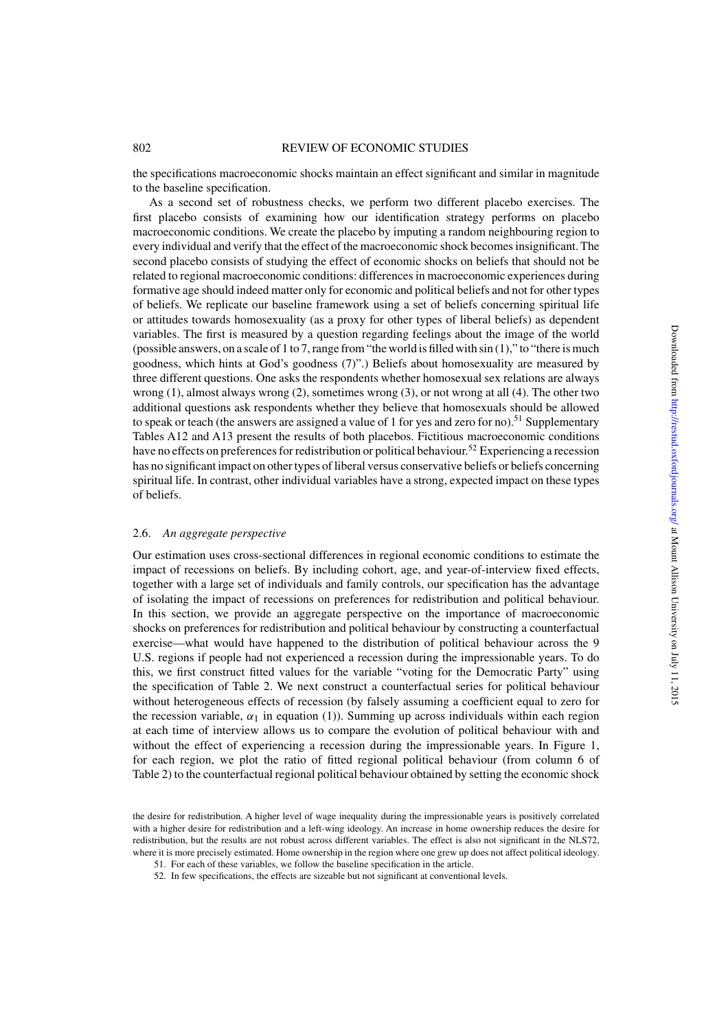the specifications macroeconomic shocks maintain an effect significant and similar in magnitude to the baseline specification.

As a second set of robustness checks, we perform two different placebo exercises. The first placebo consists of examining how our identification strategy performs on placebo macroeconomic conditions. We create the placebo by imputing a random neighbouring region to every individual and verify that the effect of the macroeconomic shock becomes insignificant. The second placebo consists of studying the effect of economic shocks on beliefs that should not be related to regional macroeconomic conditions: differences in macroeconomic experiences during formative age should indeed matter only for economic and political beliefs and not for other types of beliefs. We replicate our baseline framework using a set of beliefs concerning spiritual life or attitudes towards homosexuality (as a proxy for other types of liberal beliefs) as dependent variables. The first is measured by a question regarding feelings about the image of the world (possible answers, on a scale of 1 to 7, range from "the world is filled with sin (1)," to "there is much goodness, which hints at God's goodness (7)".) Beliefs about homosexuality are measured by three different questions. One asks the respondents whether homosexual sex relations are always wrong (1), almost always wrong (2), sometimes wrong (3), or not wrong at all (4). The other two additional questions ask respondents whether they believe that homosexuals should be allowed to speak or teach (the answers are assigned a value of 1 for yes and zero for no).[51] Supplementary Tables A12 and A13 present the results of both placebos. Fictitious macroeconomic conditions have no effects on preferences for redistribution or political behaviour.[52] Experiencing a recession has no significant impact on other types of liberal versus conservative beliefs or beliefs concerning spiritual life. In contrast, other individual variables have a strong, expected impact on these types of beliefs.

### 2.6. *An aggregate perspective*

Our estimation uses cross-sectional differences in regional economic conditions to estimate the impact of recessions on beliefs. By including cohort, age, and year-of-interview fixed effects, together with a large set of individuals and family controls, our specification has the advantage of isolating the impact of recessions on preferences for redistribution and political behaviour. In this section, we provide an aggregate perspective on the importance of macroeconomic shocks on preferences for redistribution and political behaviour by constructing a counterfactual exercise—what would have happened to the distribution of political behaviour across the 9 U.S. regions if people had not experienced a recession during the impressionable years. To do this, we first construct fitted values for the variable "voting for the Democratic Party" using the specification of Table 2. We next construct a counterfactual series for political behaviour without heterogeneous effects of recession (by falsely assuming a coefficient equal to zero for the recession variable, $\alpha_1$ in equation (1)). Summing up across individuals within each region at each time of interview allows us to compare the evolution of political behaviour with and without the effect of experiencing a recession during the impressionable years. In Figure 1, for each region, we plot the ratio of fitted regional political behaviour (from column 6 of Table 2) to the counterfactual regional political behaviour obtained by setting the economic shock

the desire for redistribution. A higher level of wage inequality during the impressionable years is positively correlated with a higher desire for redistribution and a left-wing ideology. An increase in home ownership reduces the desire for redistribution, but the results are not robust across different variables. The effect is also not significant in the NLS72, where it is more precisely estimated. Home ownership in the region where one grew up does not affect political ideology.

51. For each of these variables, we follow the baseline specification in the article.

52. In few specifications, the effects are sizeable but not significant at conventional levels.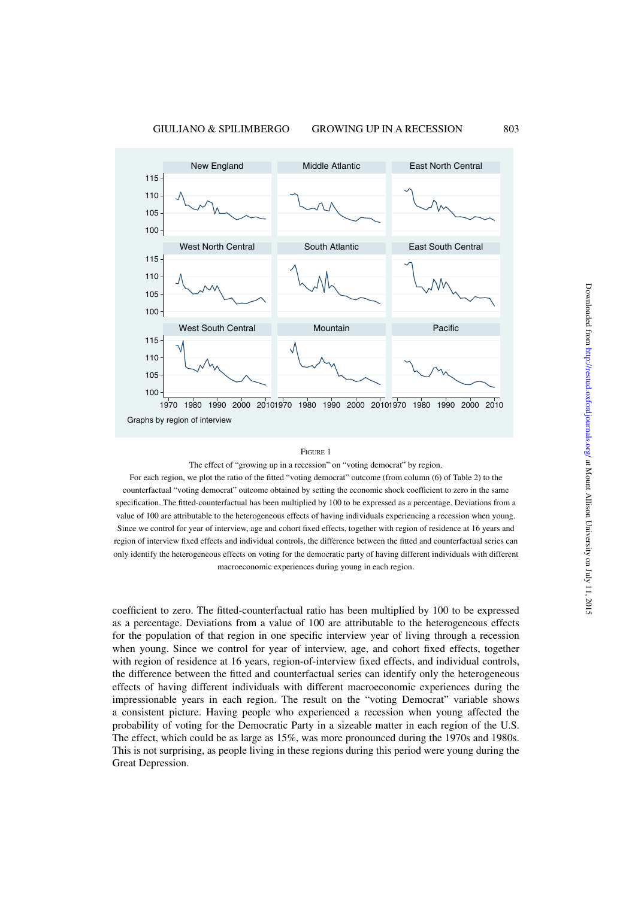Figure 1

The effect of "growing up in a recession" on "voting democrat" by region.

For each region, we plot the ratio of the fitted "voting democrat" outcome (from column (6) of Table 2) to the counterfactual "voting democrat" outcome obtained by setting the economic shock coefficient to zero in the same specification. The fitted-counterfactual has been multiplied by 100 to be expressed as a percentage. Deviations from a value of 100 are attributable to the heterogeneous effects of having individuals experiencing a recession when young. Since we control for year of interview, age and cohort fixed effects, together with region of residence at 16 years and region of interview fixed effects and individual controls, the difference between the fitted and counterfactual series can only identify the heterogeneous effects on voting for the democratic party of having different individuals with different macroeconomic experiences during young in each region.

coefficient to zero. The fitted-counterfactual ratio has been multiplied by 100 to be expressed as a percentage. Deviations from a value of 100 are attributable to the heterogeneous effects for the population of that region in one specific interview year of living through a recession when young. Since we control for year of interview, age, and cohort fixed effects, together with region of residence at 16 years, region-of-interview fixed effects, and individual controls, the difference between the fitted and counterfactual series can identify only the heterogeneous effects of having different individuals with different macroeconomic experiences during the impressionable years in each region. The result on the "voting Democrat" variable shows a consistent picture. Having people who experienced a recession when young affected the probability of voting for the Democratic Party in a sizeable matter in each region of the U.S. The effect, which could be as large as 15%, was more pronounced during the 1970s and 1980s. This is not surprising, as people living in these regions during this period were young during the Great Depression.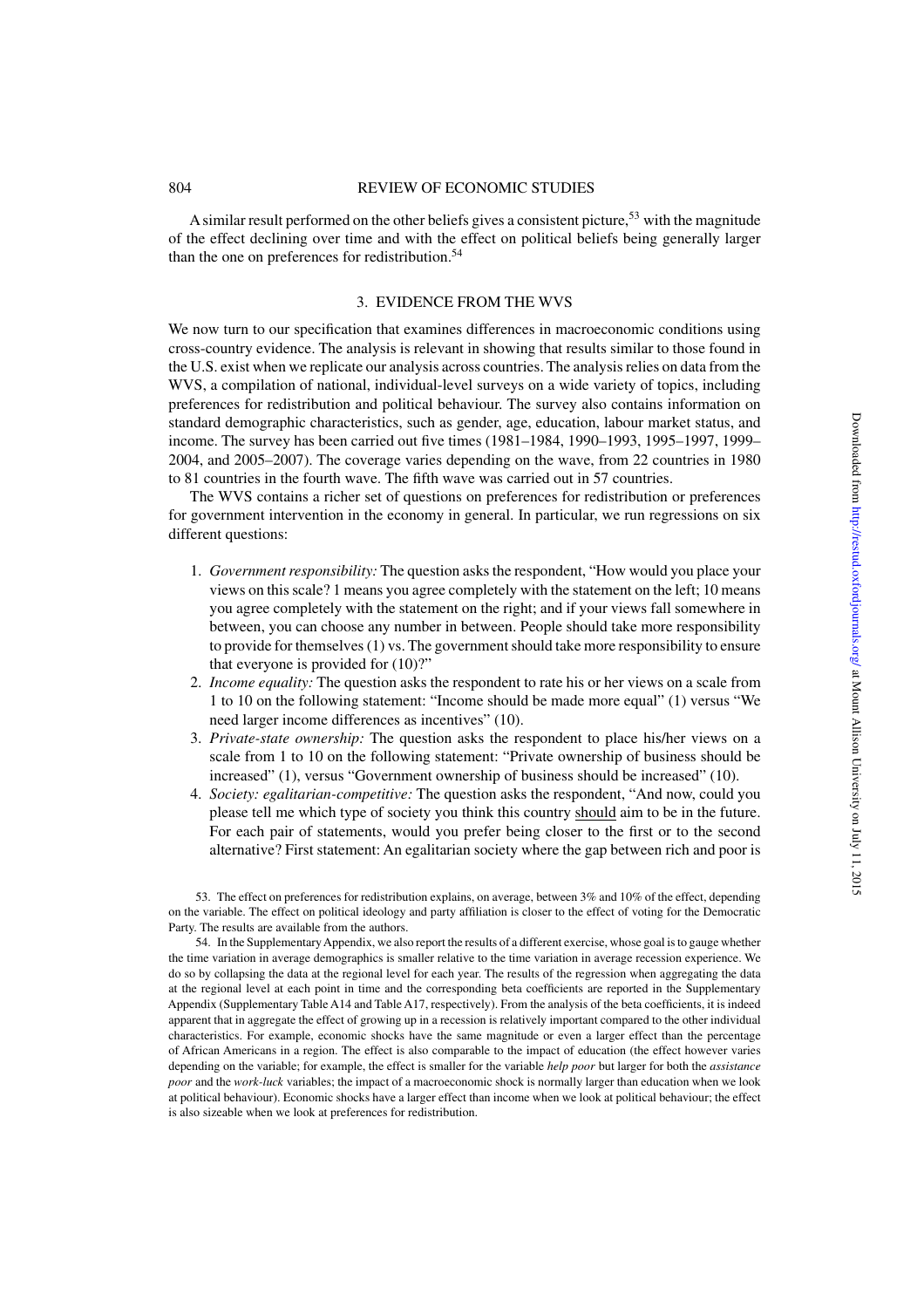A similar result performed on the other beliefs gives a consistent picture,[53] with the magnitude of the effect declining over time and with the effect on political beliefs being generally larger than the one on preferences for redistribution.[54]

## 3. EVIDENCE FROM THE WVS

We now turn to our specification that examines differences in macroeconomic conditions using cross-country evidence. The analysis is relevant in showing that results similar to those found in the U.S. exist when we replicate our analysis across countries. The analysis relies on data from the WVS, a compilation of national, individual-level surveys on a wide variety of topics, including preferences for redistribution and political behaviour. The survey also contains information on standard demographic characteristics, such as gender, age, education, labour market status, and income. The survey has been carried out five times (1981–1984, 1990–1993, 1995–1997, 1999–2004, and 2005–2007). The coverage varies depending on the wave, from 22 countries in 1980 to 81 countries in the fourth wave. The fifth wave was carried out in 57 countries.

The WVS contains a richer set of questions on preferences for redistribution or preferences for government intervention in the economy in general. In particular, we run regressions on six different questions:

1. *Government responsibility:* The question asks the respondent, "How would you place your views on this scale? 1 means you agree completely with the statement on the left; 10 means you agree completely with the statement on the right; and if your views fall somewhere in between, you can choose any number in between. People should take more responsibility to provide for themselves (1) vs. The government should take more responsibility to ensure that everyone is provided for (10)?"
2. *Income equality:* The question asks the respondent to rate his or her views on a scale from 1 to 10 on the following statement: "Income should be made more equal" (1) versus "We need larger income differences as incentives" (10).
3. *Private-state ownership:* The question asks the respondent to place his/her views on a scale from 1 to 10 on the following statement: "Private ownership of business should be increased" (1), versus "Government ownership of business should be increased" (10).
4. *Society: egalitarian-competitive:* The question asks the respondent, "And now, could you please tell me which type of society you think this country should aim to be in the future. For each pair of statements, would you prefer being closer to the first or to the second alternative? First statement: An egalitarian society where the gap between rich and poor is

53. The effect on preferences for redistribution explains, on average, between 3% and 10% of the effect, depending on the variable. The effect on political ideology and party affiliation is closer to the effect of voting for the Democratic Party. The results are available from the authors.

54. In the Supplementary Appendix, we also report the results of a different exercise, whose goal is to gauge whether the time variation in average demographics is smaller relative to the time variation in average recession experience. We do so by collapsing the data at the regional level for each year. The results of the regression when aggregating the data at the regional level at each point in time and the corresponding beta coefficients are reported in the Supplementary Appendix (Supplementary Table A14 and Table A17, respectively). From the analysis of the beta coefficients, it is indeed apparent that in aggregate the effect of growing up in a recession is relatively important compared to the other individual characteristics. For example, economic shocks have the same magnitude or even a larger effect than the percentage of African Americans in a region. The effect is also comparable to the impact of education (the effect however varies depending on the variable; for example, the effect is smaller for the variable *help poor* but larger for both the *assistance poor* and the *work-luck* variables; the impact of a macroeconomic shock is normally larger than education when we look at political behaviour). Economic shocks have a larger effect than income when we look at political behaviour; the effect is also sizeable when we look at preferences for redistribution.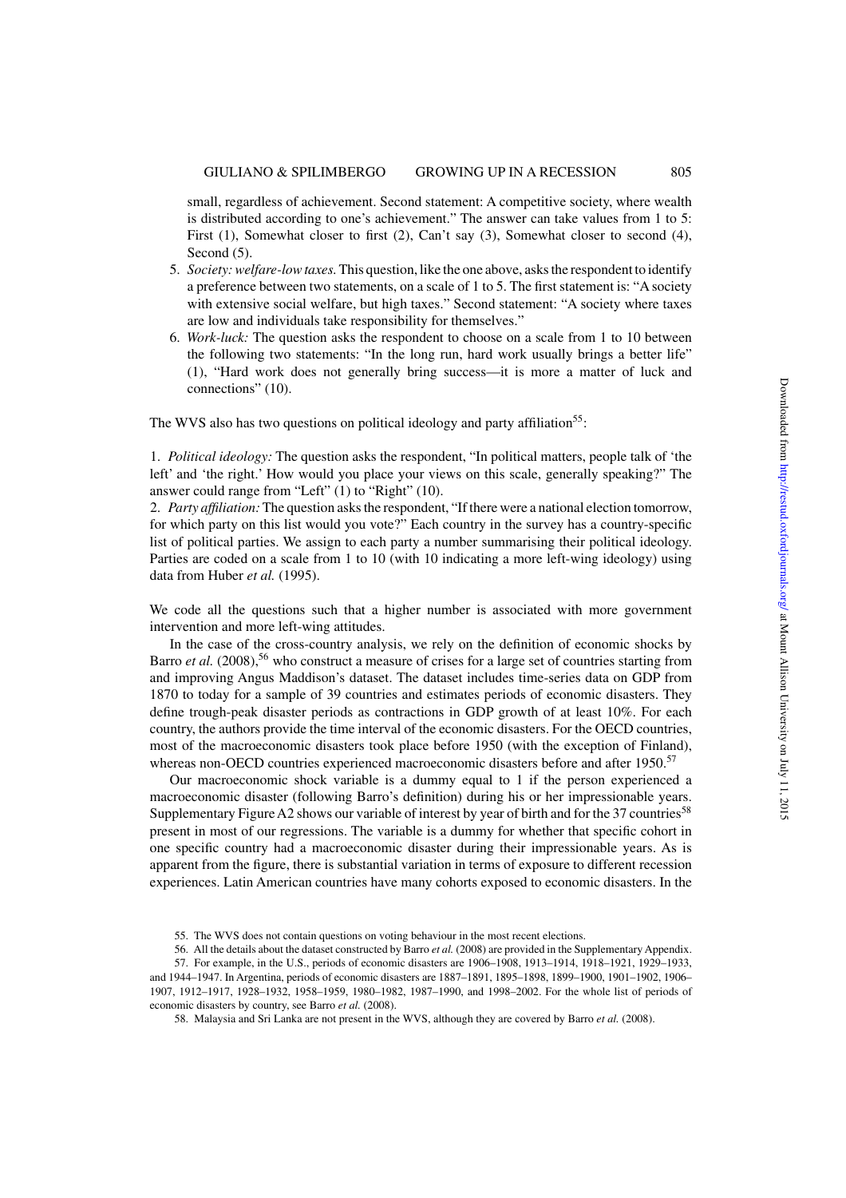small, regardless of achievement. Second statement: A competitive society, where wealth is distributed according to one's achievement." The answer can take values from 1 to 5: First (1), Somewhat closer to first (2), Can't say (3), Somewhat closer to second (4), Second (5).

5. *Society: welfare-low taxes.* This question, like the one above, asks the respondent to identify a preference between two statements, on a scale of 1 to 5. The first statement is: "A society with extensive social welfare, but high taxes." Second statement: "A society where taxes are low and individuals take responsibility for themselves."
6. *Work-luck:* The question asks the respondent to choose on a scale from 1 to 10 between the following two statements: "In the long run, hard work usually brings a better life" (1), "Hard work does not generally bring success—it is more a matter of luck and connections" (10).

The WVS also has two questions on political ideology and party affiliation[55]:

1. *Political ideology:* The question asks the respondent, "In political matters, people talk of 'the left' and 'the right.' How would you place your views on this scale, generally speaking?" The answer could range from "Left" (1) to "Right" (10).
2. *Party affiliation:* The question asks the respondent, "If there were a national election tomorrow, for which party on this list would you vote?" Each country in the survey has a country-specific list of political parties. We assign to each party a number summarising their political ideology. Parties are coded on a scale from 1 to 10 (with 10 indicating a more left-wing ideology) using data from Huber *et al.* (1995).

We code all the questions such that a higher number is associated with more government intervention and more left-wing attitudes.

In the case of the cross-country analysis, we rely on the definition of economic shocks by Barro *et al.* (2008),[56] who construct a measure of crises for a large set of countries starting from and improving Angus Maddison's dataset. The dataset includes time-series data on GDP from 1870 to today for a sample of 39 countries and estimates periods of economic disasters. They define trough-peak disaster periods as contractions in GDP growth of at least 10%. For each country, the authors provide the time interval of the economic disasters. For the OECD countries, most of the macroeconomic disasters took place before 1950 (with the exception of Finland), whereas non-OECD countries experienced macroeconomic disasters before and after 1950.[57]

Our macroeconomic shock variable is a dummy equal to 1 if the person experienced a macroeconomic disaster (following Barro's definition) during his or her impressionable years. Supplementary Figure A2 shows our variable of interest by year of birth and for the 37 countries[58] present in most of our regressions. The variable is a dummy for whether that specific cohort in one specific country had a macroeconomic disaster during their impressionable years. As is apparent from the figure, there is substantial variation in terms of exposure to different recession experiences. Latin American countries have many cohorts exposed to economic disasters. In the

55. The WVS does not contain questions on voting behaviour in the most recent elections.

56. All the details about the dataset constructed by Barro *et al.* (2008) are provided in the Supplementary Appendix.

57. For example, in the U.S., periods of economic disasters are 1906–1908, 1913–1914, 1918–1921, 1929–1933, and 1944–1947. In Argentina, periods of economic disasters are 1887–1891, 1895–1898, 1899–1900, 1901–1902, 1906–1907, 1912–1917, 1928–1932, 1958–1959, 1980–1982, 1987–1990, and 1998–2002. For the whole list of periods of economic disasters by country, see Barro *et al.* (2008).

58. Malaysia and Sri Lanka are not present in the WVS, although they are covered by Barro *et al.* (2008).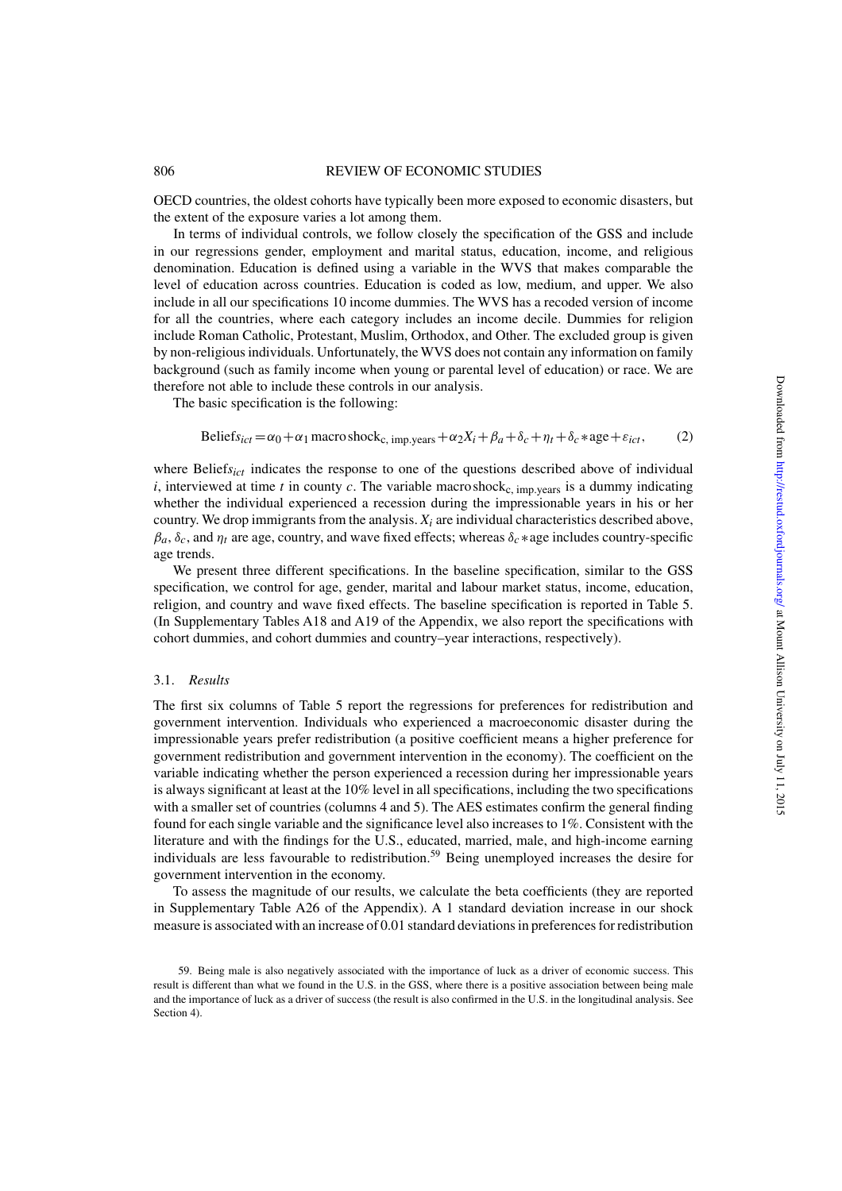OECD countries, the oldest cohorts have typically been more exposed to economic disasters, but the extent of the exposure varies a lot among them.

In terms of individual controls, we follow closely the specification of the GSS and include in our regressions gender, employment and marital status, education, income, and religious denomination. Education is defined using a variable in the WVS that makes comparable the level of education across countries. Education is coded as low, medium, and upper. We also include in all our specifications 10 income dummies. The WVS has a recoded version of income for all the countries, where each category includes an income decile. Dummies for religion include Roman Catholic, Protestant, Muslim, Orthodox, and Other. The excluded group is given by non-religious individuals. Unfortunately, the WVS does not contain any information on family background (such as family income when young or parental level of education) or race. We are therefore not able to include these controls in our analysis.

The basic specification is the following:

$$\text{Beliefs}_{ict} = \alpha_0 + \alpha_1 \,\text{macro shock}_{\text{c, imp.years}} + \alpha_2 X_i + \beta_a + \delta_c + \eta_t + \delta_c * \text{age} + \varepsilon_{ict}, \qquad (2)$$

where $\text{Beliefs}_{ict}$ indicates the response to one of the questions described above of individual $i$, interviewed at time $t$ in county $c$. The variable $\text{macro shock}_{\text{c, imp.years}}$ is a dummy indicating whether the individual experienced a recession during the impressionable years in his or her country. We drop immigrants from the analysis. $X_i$ are individual characteristics described above, $\beta_a$, $\delta_c$, and $\eta_t$ are age, country, and wave fixed effects; whereas $\delta_c * \text{age}$ includes country-specific age trends.

We present three different specifications. In the baseline specification, similar to the GSS specification, we control for age, gender, marital and labour market status, income, education, religion, and country and wave fixed effects. The baseline specification is reported in Table 5. (In Supplementary Tables A18 and A19 of the Appendix, we also report the specifications with cohort dummies, and cohort dummies and country–year interactions, respectively).

### 3.1. *Results*

The first six columns of Table 5 report the regressions for preferences for redistribution and government intervention. Individuals who experienced a macroeconomic disaster during the impressionable years prefer redistribution (a positive coefficient means a higher preference for government redistribution and government intervention in the economy). The coefficient on the variable indicating whether the person experienced a recession during her impressionable years is always significant at least at the 10% level in all specifications, including the two specifications with a smaller set of countries (columns 4 and 5). The AES estimates confirm the general finding found for each single variable and the significance level also increases to 1%. Consistent with the literature and with the findings for the U.S., educated, married, male, and high-income earning individuals are less favourable to redistribution.[59] Being unemployed increases the desire for government intervention in the economy.

To assess the magnitude of our results, we calculate the beta coefficients (they are reported in Supplementary Table A26 of the Appendix). A 1 standard deviation increase in our shock measure is associated with an increase of 0.01 standard deviations in preferences for redistribution

59. Being male is also negatively associated with the importance of luck as a driver of economic success. This result is different than what we found in the U.S. in the GSS, where there is a positive association between being male and the importance of luck as a driver of success (the result is also confirmed in the U.S. in the longitudinal analysis. See Section 4).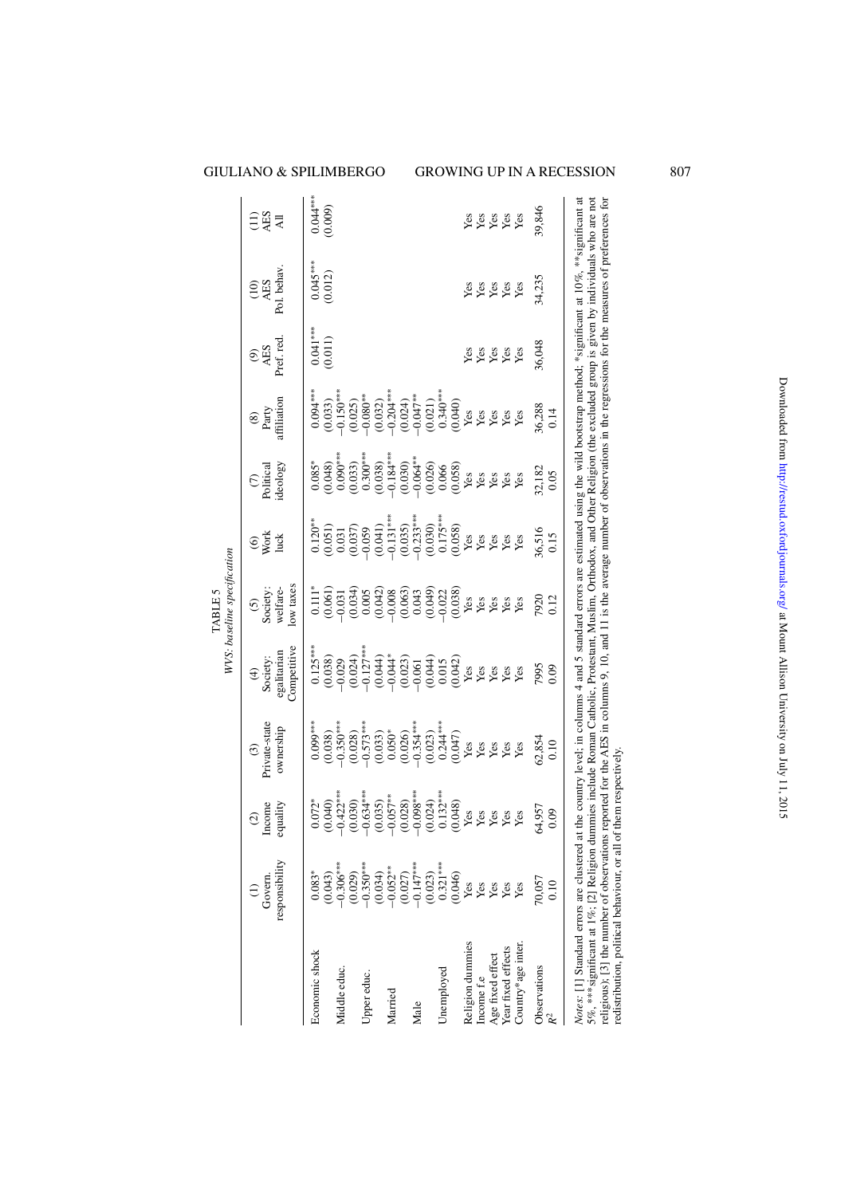TABLE 5
*WVS: baseline specification*

| | (1) Govern. responsibility | (2) Income equality | (3) Private-state ownership | (4) Society: egalitarian Competitive | (5) Society: welfare-low taxes | (6) Work luck | (7) Political ideology | (8) Party affiliation | (9) AES Pref. red. | (10) AES Pol. behav. | (11) AES All |
|---|---|---|---|---|---|---|---|---|---|---|---|
| Economic shock | 0.083* | 0.072* | 0.099*** | 0.125*** | 0.111* | 0.120** | 0.085* | 0.094*** | 0.041*** | 0.045*** | 0.044*** |
| | (0.043) | (0.040) | (0.038) | (0.038) | (0.061) | (0.051) | (0.048) | (0.033) | (0.011) | (0.012) | (0.009) |
| Middle educ. | −0.306*** | −0.422*** | −0.350*** | −0.029 | −0.031 | 0.031 | 0.090*** | −0.150*** | | | |
| | (0.029) | (0.030) | (0.028) | (0.024) | (0.034) | (0.037) | (0.033) | (0.025) | | | |
| Upper educ. | −0.350*** | −0.634*** | −0.573*** | −0.127*** | 0.005 | −0.059 | 0.300*** | −0.080** | | | |
| | (0.034) | (0.035) | (0.033) | (0.044) | (0.042) | (0.041) | (0.038) | (0.032) | | | |
| Married | −0.052* | −0.057** | 0.050* | −0.044* | −0.008 | −0.131*** | −0.184*** | −0.204*** | | | |
| | (0.027) | (0.028) | (0.026) | (0.023) | (0.063) | (0.035) | (0.030) | (0.024) | | | |
| Male | −0.147*** | −0.098*** | −0.354*** | −0.061 | 0.043 | −0.233*** | −0.064** | −0.047** | | | |
| | (0.023) | (0.024) | (0.023) | (0.044) | (0.049) | (0.030) | (0.026) | (0.021) | | | |
| Unemployed | 0.321*** | 0.132*** | 0.244*** | 0.015 | −0.022 | 0.175*** | 0.066 | 0.340*** | | | |
| | (0.046) | (0.048) | (0.047) | (0.042) | (0.038) | (0.058) | (0.058) | (0.040) | | | |
| Religion dummies | Yes | Yes | Yes | Yes | Yes | Yes | Yes | Yes | Yes | Yes | Yes |
| Income f.e | Yes | Yes | Yes | Yes | Yes | Yes | Yes | Yes | Yes | Yes | Yes |
| Age fixed effect | Yes | Yes | Yes | Yes | Yes | Yes | Yes | Yes | Yes | Yes | Yes |
| Year fixed effects | Yes | Yes | Yes | Yes | Yes | Yes | Yes | Yes | Yes | Yes | Yes |
| Country*age inter. | Yes | Yes | Yes | Yes | Yes | Yes | Yes | Yes | Yes | Yes | Yes |
| Observations | 70,057 | 64,957 | 62,854 | 7995 | 7920 | 36,516 | 32,182 | 36,288 | 36,048 | 34,235 | 39,846 |
| $R^2$ | 0.10 | 0.09 | 0.10 | 0.09 | 0.12 | 0.15 | 0.05 | 0.14 | | | |

*Notes*: [1] Standard errors are clustered at the country level; in columns 4 and 5 standard errors are estimated using the wild bootstrap method; *significant at 10%, **significant at 5%, ***significant at 1%; [2] Religion dummies include Roman Catholic, Protestant, Muslim, Orthodox, and Other Religion (the excluded group is given by individuals who are not religious); [3] the number of observations reported for the AES in columns 9, 10, and 11 is the average number of observations in the regressions for the measures of preferences for redistribution, political behaviour, or all of them respectively.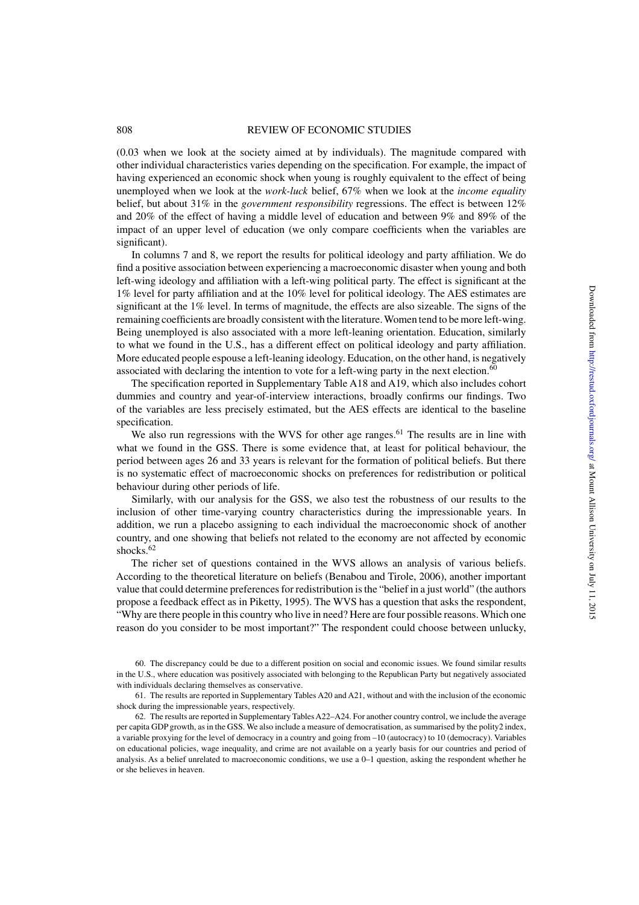(0.03 when we look at the society aimed at by individuals). The magnitude compared with other individual characteristics varies depending on the specification. For example, the impact of having experienced an economic shock when young is roughly equivalent to the effect of being unemployed when we look at the *work-luck* belief, 67% when we look at the *income equality* belief, but about 31% in the *government responsibility* regressions. The effect is between 12% and 20% of the effect of having a middle level of education and between 9% and 89% of the impact of an upper level of education (we only compare coefficients when the variables are significant).

In columns 7 and 8, we report the results for political ideology and party affiliation. We do find a positive association between experiencing a macroeconomic disaster when young and both left-wing ideology and affiliation with a left-wing political party. The effect is significant at the 1% level for party affiliation and at the 10% level for political ideology. The AES estimates are significant at the 1% level. In terms of magnitude, the effects are also sizeable. The signs of the remaining coefficients are broadly consistent with the literature. Women tend to be more left-wing. Being unemployed is also associated with a more left-leaning orientation. Education, similarly to what we found in the U.S., has a different effect on political ideology and party affiliation. More educated people espouse a left-leaning ideology. Education, on the other hand, is negatively associated with declaring the intention to vote for a left-wing party in the next election.[60]

The specification reported in Supplementary Table A18 and A19, which also includes cohort dummies and country and year-of-interview interactions, broadly confirms our findings. Two of the variables are less precisely estimated, but the AES effects are identical to the baseline specification.

We also run regressions with the WVS for other age ranges.[61] The results are in line with what we found in the GSS. There is some evidence that, at least for political behaviour, the period between ages 26 and 33 years is relevant for the formation of political beliefs. But there is no systematic effect of macroeconomic shocks on preferences for redistribution or political behaviour during other periods of life.

Similarly, with our analysis for the GSS, we also test the robustness of our results to the inclusion of other time-varying country characteristics during the impressionable years. In addition, we run a placebo assigning to each individual the macroeconomic shock of another country, and one showing that beliefs not related to the economy are not affected by economic shocks.[62]

The richer set of questions contained in the WVS allows an analysis of various beliefs. According to the theoretical literature on beliefs (Benabou and Tirole, 2006), another important value that could determine preferences for redistribution is the "belief in a just world" (the authors propose a feedback effect as in Piketty, 1995). The WVS has a question that asks the respondent, "Why are there people in this country who live in need? Here are four possible reasons. Which one reason do you consider to be most important?" The respondent could choose between unlucky,

60. The discrepancy could be due to a different position on social and economic issues. We found similar results in the U.S., where education was positively associated with belonging to the Republican Party but negatively associated with individuals declaring themselves as conservative.

61. The results are reported in Supplementary Tables A20 and A21, without and with the inclusion of the economic shock during the impressionable years, respectively.

62. The results are reported in Supplementary Tables A22–A24. For another country control, we include the average per capita GDP growth, as in the GSS. We also include a measure of democratisation, as summarised by the polity2 index, a variable proxying for the level of democracy in a country and going from –10 (autocracy) to 10 (democracy). Variables on educational policies, wage inequality, and crime are not available on a yearly basis for our countries and period of analysis. As a belief unrelated to macroeconomic conditions, we use a 0–1 question, asking the respondent whether he or she believes in heaven.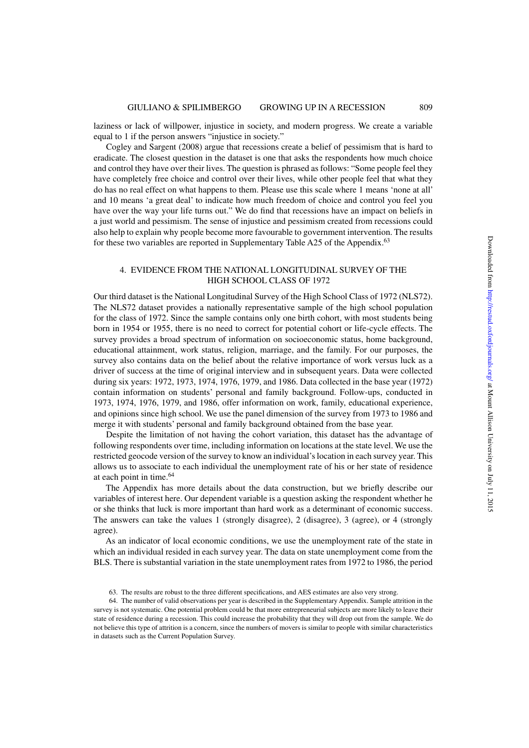laziness or lack of willpower, injustice in society, and modern progress. We create a variable equal to 1 if the person answers "injustice in society."

Cogley and Sargent (2008) argue that recessions create a belief of pessimism that is hard to eradicate. The closest question in the dataset is one that asks the respondents how much choice and control they have over their lives. The question is phrased as follows: "Some people feel they have completely free choice and control over their lives, while other people feel that what they do has no real effect on what happens to them. Please use this scale where 1 means 'none at all' and 10 means 'a great deal' to indicate how much freedom of choice and control you feel you have over the way your life turns out." We do find that recessions have an impact on beliefs in a just world and pessimism. The sense of injustice and pessimism created from recessions could also help to explain why people become more favourable to government intervention. The results for these two variables are reported in Supplementary Table A25 of the Appendix.[63]

## 4. EVIDENCE FROM THE NATIONAL LONGITUDINAL SURVEY OF THE HIGH SCHOOL CLASS OF 1972

Our third dataset is the National Longitudinal Survey of the High School Class of 1972 (NLS72). The NLS72 dataset provides a nationally representative sample of the high school population for the class of 1972. Since the sample contains only one birth cohort, with most students being born in 1954 or 1955, there is no need to correct for potential cohort or life-cycle effects. The survey provides a broad spectrum of information on socioeconomic status, home background, educational attainment, work status, religion, marriage, and the family. For our purposes, the survey also contains data on the belief about the relative importance of work versus luck as a driver of success at the time of original interview and in subsequent years. Data were collected during six years: 1972, 1973, 1974, 1976, 1979, and 1986. Data collected in the base year (1972) contain information on students' personal and family background. Follow-ups, conducted in 1973, 1974, 1976, 1979, and 1986, offer information on work, family, educational experience, and opinions since high school. We use the panel dimension of the survey from 1973 to 1986 and merge it with students' personal and family background obtained from the base year.

Despite the limitation of not having the cohort variation, this dataset has the advantage of following respondents over time, including information on locations at the state level. We use the restricted geocode version of the survey to know an individual's location in each survey year. This allows us to associate to each individual the unemployment rate of his or her state of residence at each point in time.[64]

The Appendix has more details about the data construction, but we briefly describe our variables of interest here. Our dependent variable is a question asking the respondent whether he or she thinks that luck is more important than hard work as a determinant of economic success. The answers can take the values 1 (strongly disagree), 2 (disagree), 3 (agree), or 4 (strongly agree).

As an indicator of local economic conditions, we use the unemployment rate of the state in which an individual resided in each survey year. The data on state unemployment come from the BLS. There is substantial variation in the state unemployment rates from 1972 to 1986, the period

63. The results are robust to the three different specifications, and AES estimates are also very strong.

64. The number of valid observations per year is described in the Supplementary Appendix. Sample attrition in the survey is not systematic. One potential problem could be that more entrepreneurial subjects are more likely to leave their state of residence during a recession. This could increase the probability that they will drop out from the sample. We do not believe this type of attrition is a concern, since the numbers of movers is similar to people with similar characteristics in datasets such as the Current Population Survey.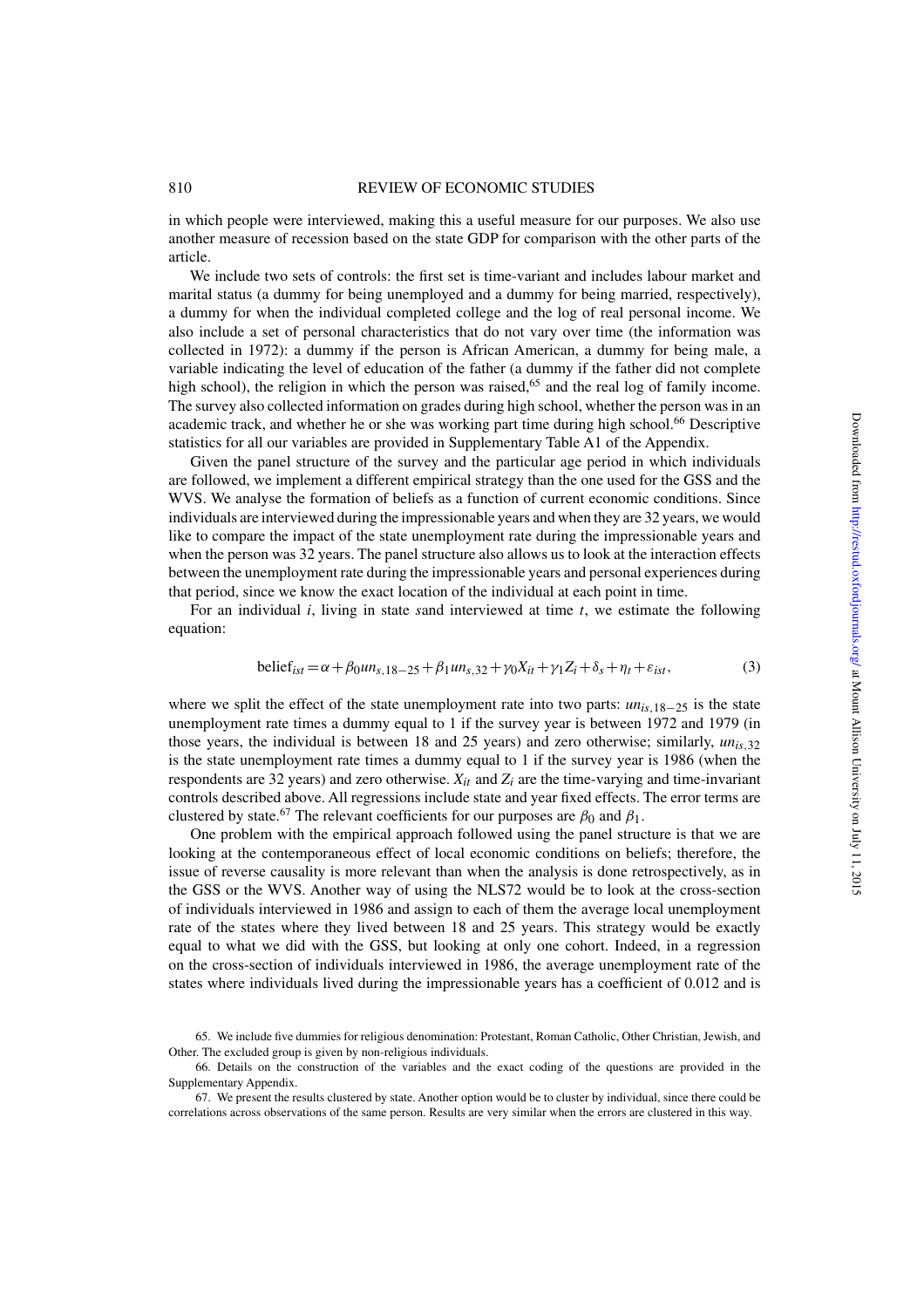in which people were interviewed, making this a useful measure for our purposes. We also use another measure of recession based on the state GDP for comparison with the other parts of the article.

We include two sets of controls: the first set is time-variant and includes labour market and marital status (a dummy for being unemployed and a dummy for being married, respectively), a dummy for when the individual completed college and the log of real personal income. We also include a set of personal characteristics that do not vary over time (the information was collected in 1972): a dummy if the person is African American, a dummy for being male, a variable indicating the level of education of the father (a dummy if the father did not complete high school), the religion in which the person was raised,[65] and the real log of family income. The survey also collected information on grades during high school, whether the person was in an academic track, and whether he or she was working part time during high school.[66] Descriptive statistics for all our variables are provided in Supplementary Table A1 of the Appendix.

Given the panel structure of the survey and the particular age period in which individuals are followed, we implement a different empirical strategy than the one used for the GSS and the WVS. We analyse the formation of beliefs as a function of current economic conditions. Since individuals are interviewed during the impressionable years and when they are 32 years, we would like to compare the impact of the state unemployment rate during the impressionable years and when the person was 32 years. The panel structure also allows us to look at the interaction effects between the unemployment rate during the impressionable years and personal experiences during that period, since we know the exact location of the individual at each point in time.

For an individual $i$, living in state $s$and interviewed at time $t$, we estimate the following equation:

$$\text{belief}_{ist} = \alpha + \beta_0 un_{s,18-25} + \beta_1 un_{s,32} + \gamma_0 X_{it} + \gamma_1 Z_i + \delta_s + \eta_t + \varepsilon_{ist}, \tag{3}$$

where we split the effect of the state unemployment rate into two parts: $un_{is,18-25}$ is the state unemployment rate times a dummy equal to 1 if the survey year is between 1972 and 1979 (in those years, the individual is between 18 and 25 years) and zero otherwise; similarly, $un_{is,32}$ is the state unemployment rate times a dummy equal to 1 if the survey year is 1986 (when the respondents are 32 years) and zero otherwise. $X_{it}$ and $Z_i$ are the time-varying and time-invariant controls described above. All regressions include state and year fixed effects. The error terms are clustered by state.[67] The relevant coefficients for our purposes are $\beta_0$ and $\beta_1$.

One problem with the empirical approach followed using the panel structure is that we are looking at the contemporaneous effect of local economic conditions on beliefs; therefore, the issue of reverse causality is more relevant than when the analysis is done retrospectively, as in the GSS or the WVS. Another way of using the NLS72 would be to look at the cross-section of individuals interviewed in 1986 and assign to each of them the average local unemployment rate of the states where they lived between 18 and 25 years. This strategy would be exactly equal to what we did with the GSS, but looking at only one cohort. Indeed, in a regression on the cross-section of individuals interviewed in 1986, the average unemployment rate of the states where individuals lived during the impressionable years has a coefficient of 0.012 and is

65. We include five dummies for religious denomination: Protestant, Roman Catholic, Other Christian, Jewish, and Other. The excluded group is given by non-religious individuals.

66. Details on the construction of the variables and the exact coding of the questions are provided in the Supplementary Appendix.

67. We present the results clustered by state. Another option would be to cluster by individual, since there could be correlations across observations of the same person. Results are very similar when the errors are clustered in this way.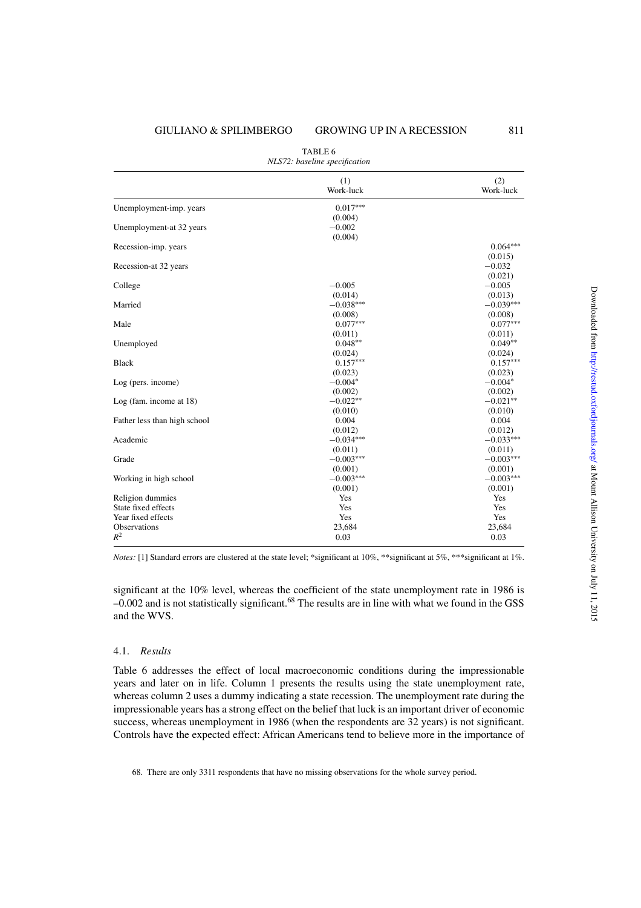TABLE 6
*NLS72: baseline specification*

| | (1) Work-luck | (2) Work-luck |
|---|---|---|
| Unemployment-imp. years | 0.017*** | |
| | (0.004) | |
| Unemployment-at 32 years | −0.002 | |
| | (0.004) | |
| Recession-imp. years | | 0.064*** |
| | | (0.015) |
| Recession-at 32 years | | −0.032 |
| | | (0.021) |
| College | −0.005 | −0.005 |
| | (0.014) | (0.013) |
| Married | −0.038*** | −0.039*** |
| | (0.008) | (0.008) |
| Male | 0.077*** | 0.077*** |
| | (0.011) | (0.011) |
| Unemployed | 0.048** | 0.049** |
| | (0.024) | (0.024) |
| Black | 0.157*** | 0.157*** |
| | (0.023) | (0.023) |
| Log (pers. income) | −0.004* | −0.004* |
| | (0.002) | (0.002) |
| Log (fam. income at 18) | −0.022** | −0.021** |
| | (0.010) | (0.010) |
| Father less than high school | 0.004 | 0.004 |
| | (0.012) | (0.012) |
| Academic | −0.034*** | −0.033*** |
| | (0.011) | (0.011) |
| Grade | −0.003*** | −0.003*** |
| | (0.001) | (0.001) |
| Working in high school | −0.003*** | −0.003*** |
| | (0.001) | (0.001) |
| Religion dummies | Yes | Yes |
| State fixed effects | Yes | Yes |
| Year fixed effects | Yes | Yes |
| Observations | 23,684 | 23,684 |
| $R^2$ | 0.03 | 0.03 |

*Notes:* [1] Standard errors are clustered at the state level; *significant at 10%, **significant at 5%, ***significant at 1%.

significant at the 10% level, whereas the coefficient of the state unemployment rate in 1986 is –0.002 and is not statistically significant.[68] The results are in line with what we found in the GSS and the WVS.

### 4.1. *Results*

Table 6 addresses the effect of local macroeconomic conditions during the impressionable years and later on in life. Column 1 presents the results using the state unemployment rate, whereas column 2 uses a dummy indicating a state recession. The unemployment rate during the impressionable years has a strong effect on the belief that luck is an important driver of economic success, whereas unemployment in 1986 (when the respondents are 32 years) is not significant. Controls have the expected effect: African Americans tend to believe more in the importance of

68. There are only 3311 respondents that have no missing observations for the whole survey period.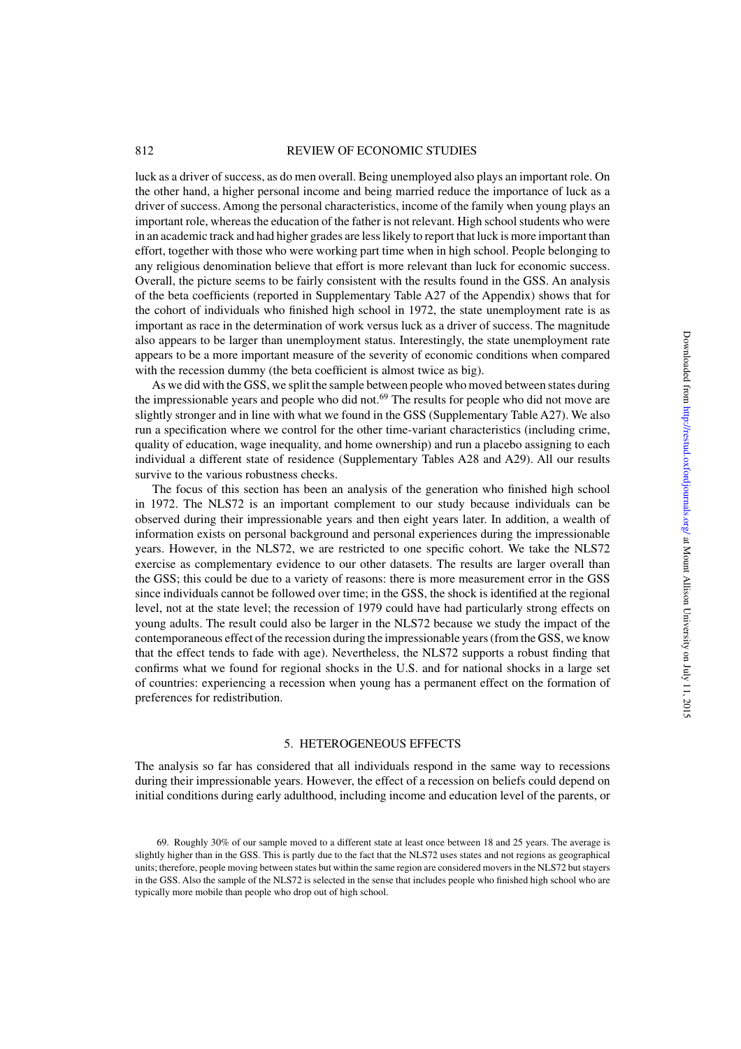luck as a driver of success, as do men overall. Being unemployed also plays an important role. On the other hand, a higher personal income and being married reduce the importance of luck as a driver of success. Among the personal characteristics, income of the family when young plays an important role, whereas the education of the father is not relevant. High school students who were in an academic track and had higher grades are less likely to report that luck is more important than effort, together with those who were working part time when in high school. People belonging to any religious denomination believe that effort is more relevant than luck for economic success. Overall, the picture seems to be fairly consistent with the results found in the GSS. An analysis of the beta coefficients (reported in Supplementary Table A27 of the Appendix) shows that for the cohort of individuals who finished high school in 1972, the state unemployment rate is as important as race in the determination of work versus luck as a driver of success. The magnitude also appears to be larger than unemployment status. Interestingly, the state unemployment rate appears to be a more important measure of the severity of economic conditions when compared with the recession dummy (the beta coefficient is almost twice as big).

As we did with the GSS, we split the sample between people who moved between states during the impressionable years and people who did not.[69] The results for people who did not move are slightly stronger and in line with what we found in the GSS (Supplementary Table A27). We also run a specification where we control for the other time-variant characteristics (including crime, quality of education, wage inequality, and home ownership) and run a placebo assigning to each individual a different state of residence (Supplementary Tables A28 and A29). All our results survive to the various robustness checks.

The focus of this section has been an analysis of the generation who finished high school in 1972. The NLS72 is an important complement to our study because individuals can be observed during their impressionable years and then eight years later. In addition, a wealth of information exists on personal background and personal experiences during the impressionable years. However, in the NLS72, we are restricted to one specific cohort. We take the NLS72 exercise as complementary evidence to our other datasets. The results are larger overall than the GSS; this could be due to a variety of reasons: there is more measurement error in the GSS since individuals cannot be followed over time; in the GSS, the shock is identified at the regional level, not at the state level; the recession of 1979 could have had particularly strong effects on young adults. The result could also be larger in the NLS72 because we study the impact of the contemporaneous effect of the recession during the impressionable years (from the GSS, we know that the effect tends to fade with age). Nevertheless, the NLS72 supports a robust finding that confirms what we found for regional shocks in the U.S. and for national shocks in a large set of countries: experiencing a recession when young has a permanent effect on the formation of preferences for redistribution.

## 5. HETEROGENEOUS EFFECTS

The analysis so far has considered that all individuals respond in the same way to recessions during their impressionable years. However, the effect of a recession on beliefs could depend on initial conditions during early adulthood, including income and education level of the parents, or

69. Roughly 30% of our sample moved to a different state at least once between 18 and 25 years. The average is slightly higher than in the GSS. This is partly due to the fact that the NLS72 uses states and not regions as geographical units; therefore, people moving between states but within the same region are considered movers in the NLS72 but stayers in the GSS. Also the sample of the NLS72 is selected in the sense that includes people who finished high school who are typically more mobile than people who drop out of high school.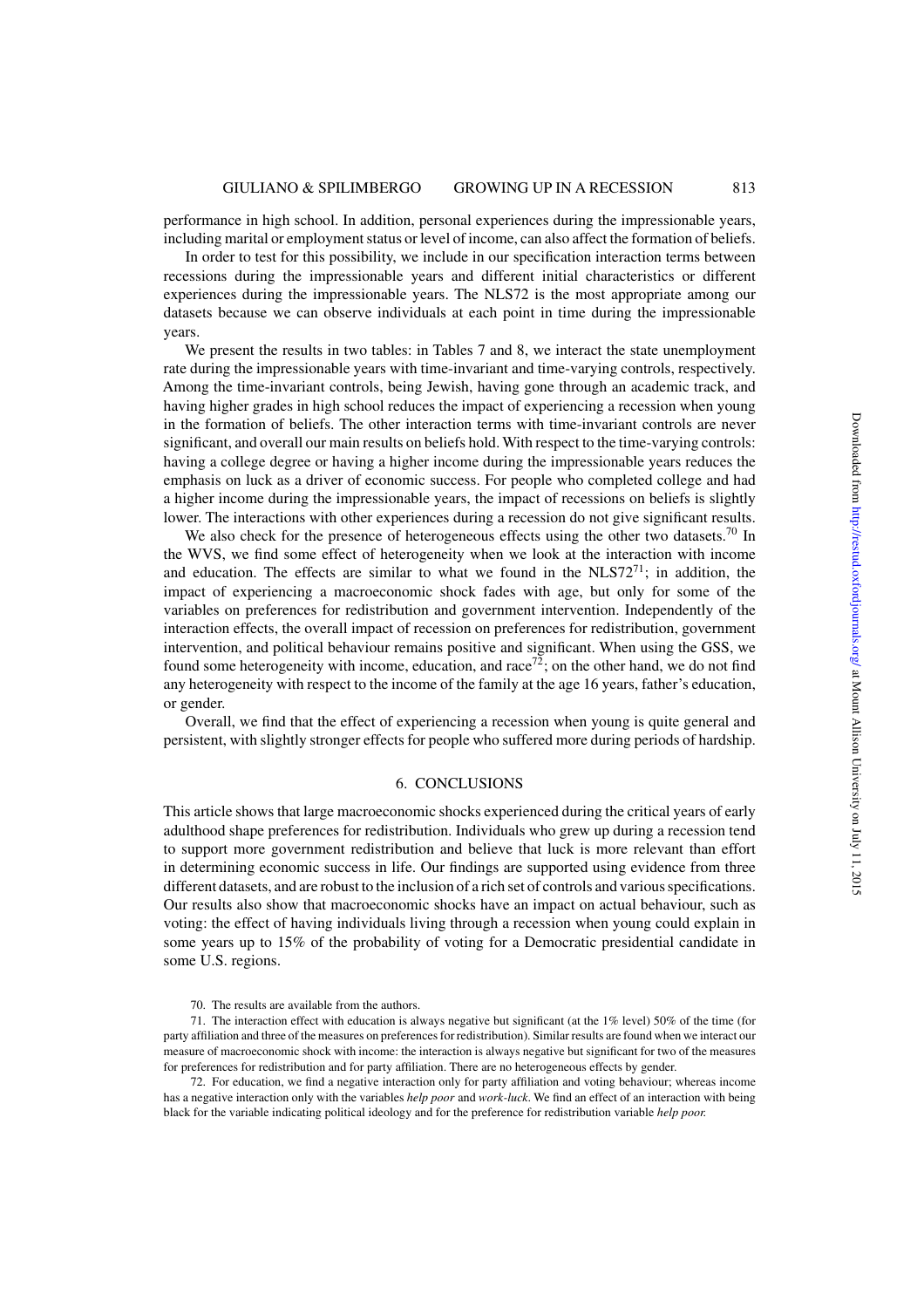performance in high school. In addition, personal experiences during the impressionable years, including marital or employment status or level of income, can also affect the formation of beliefs.

In order to test for this possibility, we include in our specification interaction terms between recessions during the impressionable years and different initial characteristics or different experiences during the impressionable years. The NLS72 is the most appropriate among our datasets because we can observe individuals at each point in time during the impressionable years.

We present the results in two tables: in Tables 7 and 8, we interact the state unemployment rate during the impressionable years with time-invariant and time-varying controls, respectively. Among the time-invariant controls, being Jewish, having gone through an academic track, and having higher grades in high school reduces the impact of experiencing a recession when young in the formation of beliefs. The other interaction terms with time-invariant controls are never significant, and overall our main results on beliefs hold. With respect to the time-varying controls: having a college degree or having a higher income during the impressionable years reduces the emphasis on luck as a driver of economic success. For people who completed college and had a higher income during the impressionable years, the impact of recessions on beliefs is slightly lower. The interactions with other experiences during a recession do not give significant results.

We also check for the presence of heterogeneous effects using the other two datasets.[70] In the WVS, we find some effect of heterogeneity when we look at the interaction with income and education. The effects are similar to what we found in the NLS72[71]; in addition, the impact of experiencing a macroeconomic shock fades with age, but only for some of the variables on preferences for redistribution and government intervention. Independently of the interaction effects, the overall impact of recession on preferences for redistribution, government intervention, and political behaviour remains positive and significant. When using the GSS, we found some heterogeneity with income, education, and race[72]; on the other hand, we do not find any heterogeneity with respect to the income of the family at the age 16 years, father's education, or gender.

Overall, we find that the effect of experiencing a recession when young is quite general and persistent, with slightly stronger effects for people who suffered more during periods of hardship.

## 6. CONCLUSIONS

This article shows that large macroeconomic shocks experienced during the critical years of early adulthood shape preferences for redistribution. Individuals who grew up during a recession tend to support more government redistribution and believe that luck is more relevant than effort in determining economic success in life. Our findings are supported using evidence from three different datasets, and are robust to the inclusion of a rich set of controls and various specifications. Our results also show that macroeconomic shocks have an impact on actual behaviour, such as voting: the effect of having individuals living through a recession when young could explain in some years up to 15% of the probability of voting for a Democratic presidential candidate in some U.S. regions.

70. The results are available from the authors.

71. The interaction effect with education is always negative but significant (at the 1% level) 50% of the time (for party affiliation and three of the measures on preferences for redistribution). Similar results are found when we interact our measure of macroeconomic shock with income: the interaction is always negative but significant for two of the measures for preferences for redistribution and for party affiliation. There are no heterogeneous effects by gender.

72. For education, we find a negative interaction only for party affiliation and voting behaviour; whereas income has a negative interaction only with the variables *help poor* and *work-luck*. We find an effect of an interaction with being black for the variable indicating political ideology and for the preference for redistribution variable *help poor*.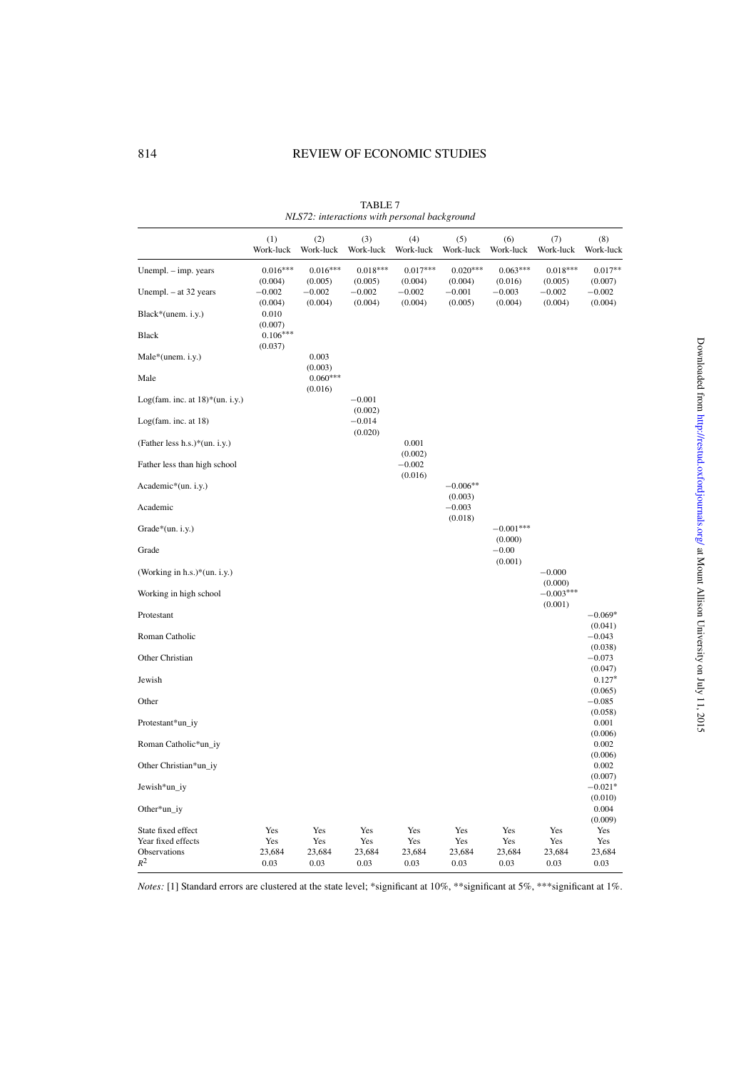TABLE 7

*NLS72: interactions with personal background*

| | (1) Work-luck | (2) Work-luck | (3) Work-luck | (4) Work-luck | (5) Work-luck | (6) Work-luck | (7) Work-luck | (8) Work-luck |
|---|---|---|---|---|---|---|---|---|
| Unempl. – imp. years | 0.016*** | 0.016*** | 0.018*** | 0.017*** | 0.020*** | 0.063*** | 0.018*** | 0.017** |
| | (0.004) | (0.005) | (0.005) | (0.004) | (0.004) | (0.016) | (0.005) | (0.007) |
| Unempl. – at 32 years | −0.002 | −0.002 | −0.002 | −0.002 | −0.001 | −0.003 | −0.002 | −0.002 |
| | (0.004) | (0.004) | (0.004) | (0.004) | (0.005) | (0.004) | (0.004) | (0.004) |
| Black*(unem. i.y.) | 0.010 | | | | | | | |
| | (0.007) | | | | | | | |
| Black | 0.106*** | | | | | | | |
| | (0.037) | | | | | | | |
| Male*(unem. i.y.) | | 0.003 | | | | | | |
| | | (0.003) | | | | | | |
| Male | | 0.060*** | | | | | | |
| | | (0.016) | | | | | | |
| Log(fam. inc. at 18)*(un. i.y.) | | | −0.001 | | | | | |
| | | | (0.002) | | | | | |
| Log(fam. inc. at 18) | | | −0.014 | | | | | |
| | | | (0.020) | | | | | |
| (Father less h.s.)*(un. i.y.) | | | | 0.001 | | | | |
| | | | | (0.002) | | | | |
| Father less than high school | | | | −0.002 | | | | |
| | | | | (0.016) | | | | |
| Academic*(un. i.y.) | | | | | −0.006** | | | |
| | | | | | (0.003) | | | |
| Academic | | | | | −0.003 | | | |
| | | | | | (0.018) | | | |
| Grade*(un. i.y.) | | | | | | −0.001*** | | |
| | | | | | | (0.000) | | |
| Grade | | | | | | −0.00 | | |
| | | | | | | (0.001) | | |
| (Working in h.s.)*(un. i.y.) | | | | | | | −0.000 | |
| | | | | | | | (0.000) | |
| Working in high school | | | | | | | −0.003*** | |
| | | | | | | | (0.001) | |
| Protestant | | | | | | | | −0.069* |
| | | | | | | | | (0.041) |
| Roman Catholic | | | | | | | | −0.043 |
| | | | | | | | | (0.038) |
| Other Christian | | | | | | | | −0.073 |
| | | | | | | | | (0.047) |
| Jewish | | | | | | | | 0.127* |
| | | | | | | | | (0.065) |
| Other | | | | | | | | −0.085 |
| | | | | | | | | (0.058) |
| Protestant*un_iy | | | | | | | | 0.001 |
| | | | | | | | | (0.006) |
| Roman Catholic*un_iy | | | | | | | | 0.002 |
| | | | | | | | | (0.006) |
| Other Christian*un_iy | | | | | | | | 0.002 |
| | | | | | | | | (0.007) |
| Jewish*un_iy | | | | | | | | −0.021* |
| | | | | | | | | (0.010) |
| Other*un_iy | | | | | | | | 0.004 |
| | | | | | | | | (0.009) |
| State fixed effect | Yes | Yes | Yes | Yes | Yes | Yes | Yes | Yes |
| Year fixed effects | Yes | Yes | Yes | Yes | Yes | Yes | Yes | Yes |
| Observations | 23,684 | 23,684 | 23,684 | 23,684 | 23,684 | 23,684 | 23,684 | 23,684 |
| $R^2$ | 0.03 | 0.03 | 0.03 | 0.03 | 0.03 | 0.03 | 0.03 | 0.03 |

*Notes:* [1] Standard errors are clustered at the state level; *significant at 10%, **significant at 5%, ***significant at 1%.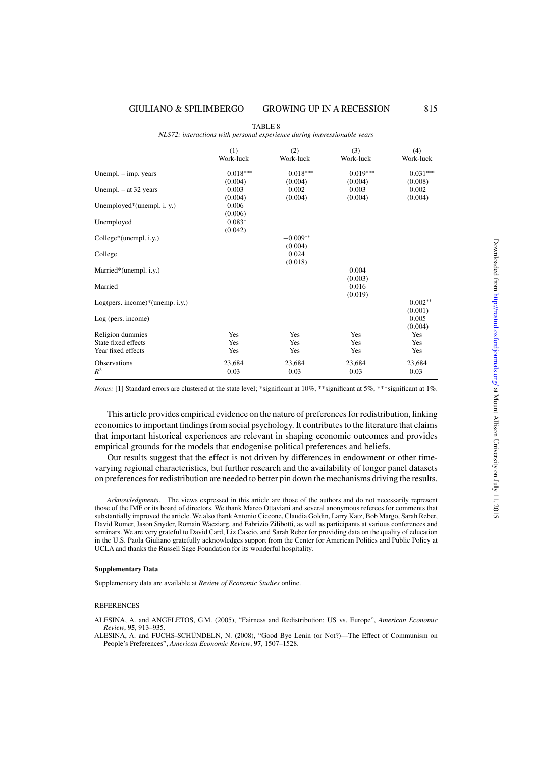TABLE 8

*NLS72: interactions with personal experience during impressionable years*

| | (1) Work-luck | (2) Work-luck | (3) Work-luck | (4) Work-luck |
|---|---|---|---|---|
| Unempl. – imp. years | 0.018*** | 0.018*** | 0.019*** | 0.031*** |
| | (0.004) | (0.004) | (0.004) | (0.008) |
| Unempl. – at 32 years | −0.003 | −0.002 | −0.003 | −0.002 |
| | (0.004) | (0.004) | (0.004) | (0.004) |
| Unemployed*(unempl. i. y.) | −0.006 | | | |
| | (0.006) | | | |
| Unemployed | 0.083* | | | |
| | (0.042) | | | |
| College*(unempl. i.y.) | | −0.009** | | |
| | | (0.004) | | |
| College | | 0.024 | | |
| | | (0.018) | | |
| Married*(unempl. i.y.) | | | −0.004 | |
| | | | (0.003) | |
| Married | | | −0.016 | |
| | | | (0.019) | |
| Log(pers. income)*(unemp. i.y.) | | | | −0.002** |
| | | | | (0.001) |
| Log (pers. income) | | | | 0.005 |
| | | | | (0.004) |
| Religion dummies | Yes | Yes | Yes | Yes |
| State fixed effects | Yes | Yes | Yes | Yes |
| Year fixed effects | Yes | Yes | Yes | Yes |
| Observations | 23,684 | 23,684 | 23,684 | 23,684 |
| $R^2$ | 0.03 | 0.03 | 0.03 | 0.03 |

*Notes:* [1] Standard errors are clustered at the state level; *significant at 10%, **significant at 5%, ***significant at 1%.

This article provides empirical evidence on the nature of preferences for redistribution, linking economics to important findings from social psychology. It contributes to the literature that claims that important historical experiences are relevant in shaping economic outcomes and provides empirical grounds for the models that endogenise political preferences and beliefs.

Our results suggest that the effect is not driven by differences in endowment or other time-varying regional characteristics, but further research and the availability of longer panel datasets on preferences for redistribution are needed to better pin down the mechanisms driving the results.

*Acknowledgments*. The views expressed in this article are those of the authors and do not necessarily represent those of the IMF or its board of directors. We thank Marco Ottaviani and several anonymous referees for comments that substantially improved the article. We also thank Antonio Ciccone, Claudia Goldin, Larry Katz, Bob Margo, Sarah Reber, David Romer, Jason Snyder, Romain Wacziarg, and Fabrizio Zilibotti, as well as participants at various conferences and seminars. We are very grateful to David Card, Liz Cascio, and Sarah Reber for providing data on the quality of education in the U.S. Paola Giuliano gratefully acknowledges support from the Center for American Politics and Public Policy at UCLA and thanks the Russell Sage Foundation for its wonderful hospitality.

**Supplementary Data**

Supplementary data are available at *Review of Economic Studies* online.

REFERENCES

ALESINA, A. and ANGELETOS, G.M. (2005), "Fairness and Redistribution: US vs. Europe", *American Economic Review*, **95**, 913–935.

ALESINA, A. and FUCHS-SCHÜNDELN, N. (2008), "Good Bye Lenin (or Not?)—The Effect of Communism on People's Preferences", *American Economic Review*, **97**, 1507–1528.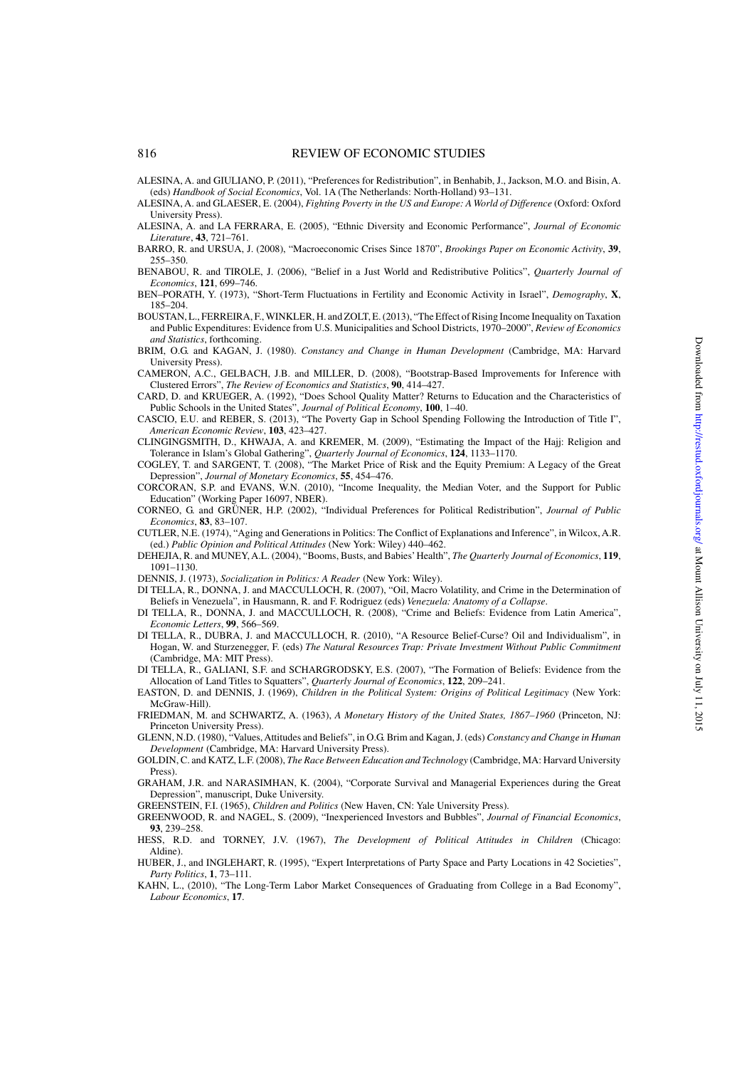ALESINA, A. and GIULIANO, P. (2011), "Preferences for Redistribution", in Benhabib, J., Jackson, M.O. and Bisin, A. (eds) *Handbook of Social Economics*, Vol. 1A (The Netherlands: North-Holland) 93–131.

ALESINA, A. and GLAESER, E. (2004), *Fighting Poverty in the US and Europe: A World of Difference* (Oxford: Oxford University Press).

ALESINA, A. and LA FERRARA, E. (2005), "Ethnic Diversity and Economic Performance", *Journal of Economic Literature*, **43**, 721–761.

BARRO, R. and URSUA, J. (2008), "Macroeconomic Crises Since 1870", *Brookings Paper on Economic Activity*, **39**, 255–350.

BENABOU, R. and TIROLE, J. (2006), "Belief in a Just World and Redistributive Politics", *Quarterly Journal of Economics*, **121**, 699–746.

BEN–PORATH, Y. (1973), "Short-Term Fluctuations in Fertility and Economic Activity in Israel", *Demography*, **X**, 185–204.

BOUSTAN, L., FERREIRA, F., WINKLER, H. and ZOLT, E. (2013), "The Effect of Rising Income Inequality on Taxation and Public Expenditures: Evidence from U.S. Municipalities and School Districts, 1970–2000", *Review of Economics and Statistics*, forthcoming.

BRIM, O.G. and KAGAN, J. (1980). *Constancy and Change in Human Development* (Cambridge, MA: Harvard University Press).

CAMERON, A.C., GELBACH, J.B. and MILLER, D. (2008), "Bootstrap-Based Improvements for Inference with Clustered Errors", *The Review of Economics and Statistics*, **90**, 414–427.

CARD, D. and KRUEGER, A. (1992), "Does School Quality Matter? Returns to Education and the Characteristics of Public Schools in the United States", *Journal of Political Economy*, **100**, 1–40.

CASCIO, E.U. and REBER, S. (2013), "The Poverty Gap in School Spending Following the Introduction of Title I", *American Economic Review*, **103**, 423–427.

CLINGINGSMITH, D., KHWAJA, A. and KREMER, M. (2009), "Estimating the Impact of the Hajj: Religion and Tolerance in Islam's Global Gathering", *Quarterly Journal of Economics*, **124**, 1133–1170.

COGLEY, T. and SARGENT, T. (2008), "The Market Price of Risk and the Equity Premium: A Legacy of the Great Depression", *Journal of Monetary Economics*, **55**, 454–476.

CORCORAN, S.P. and EVANS, W.N. (2010), "Income Inequality, the Median Voter, and the Support for Public Education" (Working Paper 16097, NBER).

CORNEO, G. and GRÜNER, H.P. (2002), "Individual Preferences for Political Redistribution", *Journal of Public Economics*, **83**, 83–107.

CUTLER, N.E. (1974), "Aging and Generations in Politics: The Conflict of Explanations and Inference", in Wilcox, A.R. (ed.) *Public Opinion and Political Attitudes* (New York: Wiley) 440–462.

DEHEJIA, R. and MUNEY, A.L. (2004), "Booms, Busts, and Babies' Health", *The Quarterly Journal of Economics*, **119**, 1091–1130.

DENNIS, J. (1973), *Socialization in Politics: A Reader* (New York: Wiley).

DI TELLA, R., DONNA, J. and MACCULLOCH, R. (2007), "Oil, Macro Volatility, and Crime in the Determination of Beliefs in Venezuela", in Hausmann, R. and F. Rodriguez (eds) *Venezuela: Anatomy of a Collapse*.

DI TELLA, R., DONNA, J. and MACCULLOCH, R. (2008), "Crime and Beliefs: Evidence from Latin America", *Economic Letters*, **99**, 566–569.

DI TELLA, R., DUBRA, J. and MACCULLOCH, R. (2010), "A Resource Belief-Curse? Oil and Individualism", in Hogan, W. and Sturzenegger, F. (eds) *The Natural Resources Trap: Private Investment Without Public Commitment* (Cambridge, MA: MIT Press).

DI TELLA, R., GALIANI, S.F. and SCHARGRODSKY, E.S. (2007), "The Formation of Beliefs: Evidence from the Allocation of Land Titles to Squatters", *Quarterly Journal of Economics*, **122**, 209–241.

EASTON, D. and DENNIS, J. (1969), *Children in the Political System: Origins of Political Legitimacy* (New York: McGraw-Hill).

FRIEDMAN, M. and SCHWARTZ, A. (1963), *A Monetary History of the United States, 1867–1960* (Princeton, NJ: Princeton University Press).

GLENN, N.D. (1980), "Values, Attitudes and Beliefs", in O.G. Brim and Kagan, J. (eds) *Constancy and Change in Human Development* (Cambridge, MA: Harvard University Press).

GOLDIN, C. and KATZ, L.F. (2008), *The Race Between Education and Technology* (Cambridge, MA: Harvard University Press).

GRAHAM, J.R. and NARASIMHAN, K. (2004), "Corporate Survival and Managerial Experiences during the Great Depression", manuscript, Duke University.

GREENSTEIN, F.I. (1965), *Children and Politics* (New Haven, CN: Yale University Press).

GREENWOOD, R. and NAGEL, S. (2009), "Inexperienced Investors and Bubbles", *Journal of Financial Economics*, **93**, 239–258.

HESS, R.D. and TORNEY, J.V. (1967), *The Development of Political Attitudes in Children* (Chicago: Aldine).

HUBER, J., and INGLEHART, R. (1995), "Expert Interpretations of Party Space and Party Locations in 42 Societies", *Party Politics*, **1**, 73–111.

KAHN, L., (2010), "The Long-Term Labor Market Consequences of Graduating from College in a Bad Economy", *Labour Economics*, **17**.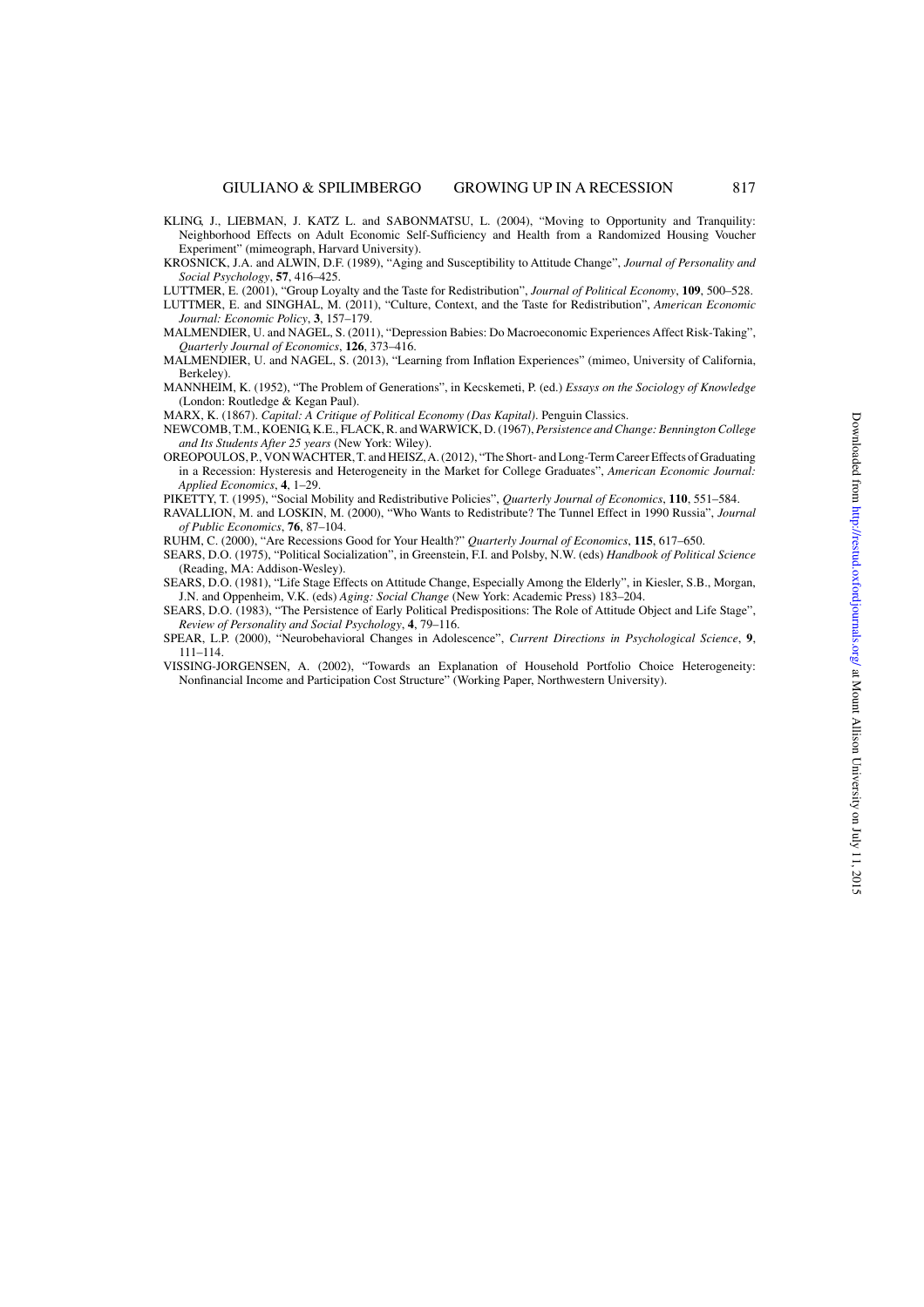KLING, J., LIEBMAN, J. KATZ L. and SABONMATSU, L. (2004), "Moving to Opportunity and Tranquility: Neighborhood Effects on Adult Economic Self-Sufficiency and Health from a Randomized Housing Voucher Experiment" (mimeograph, Harvard University).

KROSNICK, J.A. and ALWIN, D.F. (1989), "Aging and Susceptibility to Attitude Change", *Journal of Personality and Social Psychology*, **57**, 416–425.

LUTTMER, E. (2001), "Group Loyalty and the Taste for Redistribution", *Journal of Political Economy*, **109**, 500–528.

LUTTMER, E. and SINGHAL, M. (2011), "Culture, Context, and the Taste for Redistribution", *American Economic Journal: Economic Policy*, **3**, 157–179.

MALMENDIER, U. and NAGEL, S. (2011), "Depression Babies: Do Macroeconomic Experiences Affect Risk-Taking", *Quarterly Journal of Economics*, **126**, 373–416.

MALMENDIER, U. and NAGEL, S. (2013), "Learning from Inflation Experiences" (mimeo, University of California, Berkeley).

MANNHEIM, K. (1952), "The Problem of Generations", in Kecskemeti, P. (ed.) *Essays on the Sociology of Knowledge* (London: Routledge & Kegan Paul).

MARX, K. (1867). *Capital: A Critique of Political Economy (Das Kapital)*. Penguin Classics.

NEWCOMB, T.M., KOENIG, K.E., FLACK, R. and WARWICK, D. (1967), *Persistence and Change: Bennington College and Its Students After 25 years* (New York: Wiley).

OREOPOULOS, P., VON WACHTER, T. and HEISZ, A. (2012), "The Short- and Long-Term Career Effects of Graduating in a Recession: Hysteresis and Heterogeneity in the Market for College Graduates", *American Economic Journal: Applied Economics*, **4**, 1–29.

PIKETTY, T. (1995), "Social Mobility and Redistributive Policies", *Quarterly Journal of Economics*, **110**, 551–584.

RAVALLION, M. and LOSKIN, M. (2000), "Who Wants to Redistribute? The Tunnel Effect in 1990 Russia", *Journal of Public Economics*, **76**, 87–104.

RUHM, C. (2000), "Are Recessions Good for Your Health?" *Quarterly Journal of Economics*, **115**, 617–650.

SEARS, D.O. (1975), "Political Socialization", in Greenstein, F.I. and Polsby, N.W. (eds) *Handbook of Political Science* (Reading, MA: Addison-Wesley).

SEARS, D.O. (1981), "Life Stage Effects on Attitude Change, Especially Among the Elderly", in Kiesler, S.B., Morgan, J.N. and Oppenheim, V.K. (eds) *Aging: Social Change* (New York: Academic Press) 183–204.

SEARS, D.O. (1983), "The Persistence of Early Political Predispositions: The Role of Attitude Object and Life Stage", *Review of Personality and Social Psychology*, **4**, 79–116.

SPEAR, L.P. (2000), "Neurobehavioral Changes in Adolescence", *Current Directions in Psychological Science*, **9**, 111–114.

VISSING-JORGENSEN, A. (2002), "Towards an Explanation of Household Portfolio Choice Heterogeneity: Nonfinancial Income and Participation Cost Structure" (Working Paper, Northwestern University).